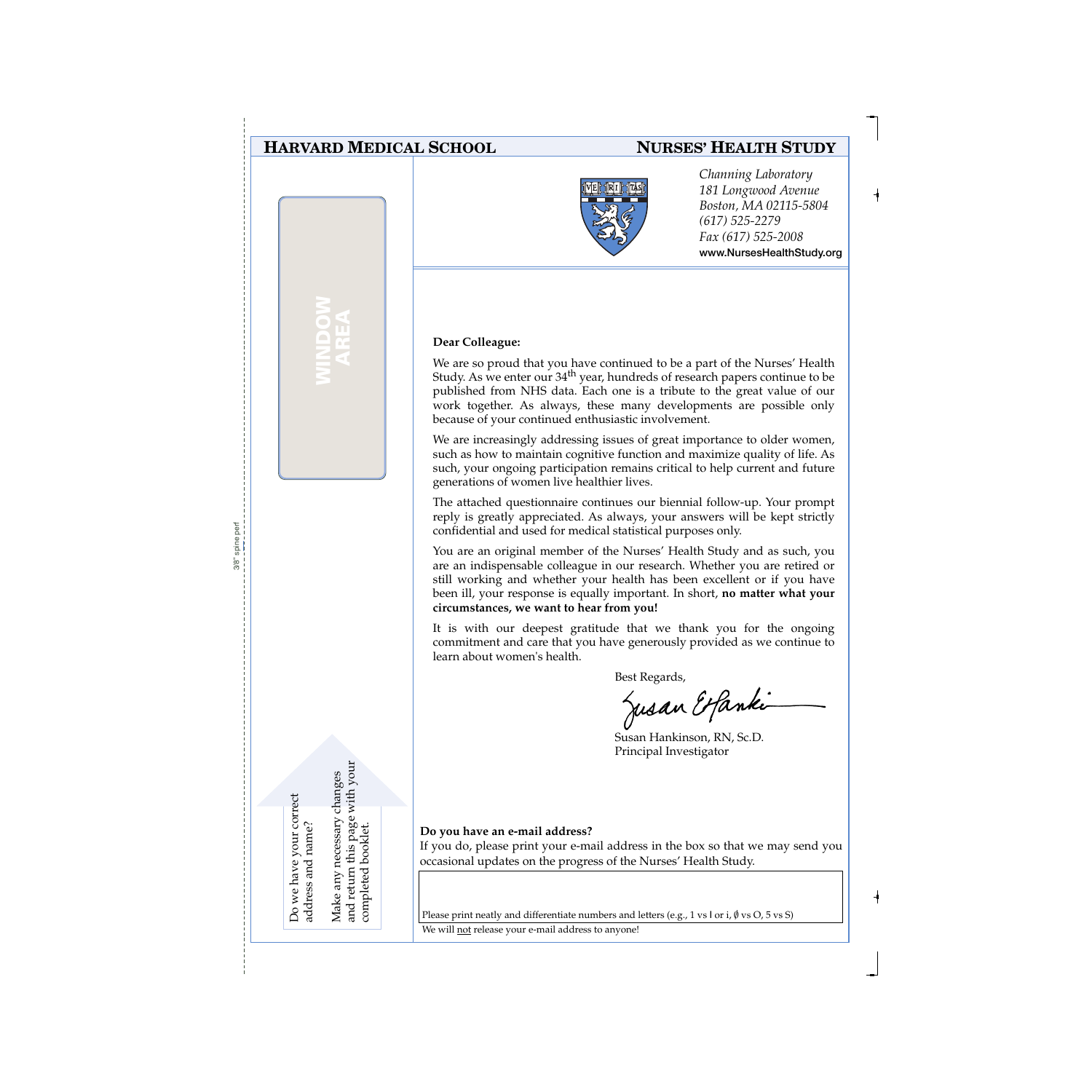**HARVARD MEDICAL SCHOOL** **NURSES' HEALTH STUDY**

*Channing Laboratory*
*181 Longwood Avenue*
*Boston, MA 02115-5804*
*(617) 525-2279*
*Fax (617) 525-2008*
**www.NursesHealthStudy.org**

WINDOW AREA

**Dear Colleague:**

We are so proud that you have continued to be a part of the Nurses' Health Study. As we enter our 34th year, hundreds of research papers continue to be published from NHS data. Each one is a tribute to the great value of our work together. As always, these many developments are possible only because of your continued enthusiastic involvement.

We are increasingly addressing issues of great importance to older women, such as how to maintain cognitive function and maximize quality of life. As such, your ongoing participation remains critical to help current and future generations of women live healthier lives.

The attached questionnaire continues our biennial follow-up. Your prompt reply is greatly appreciated. As always, your answers will be kept strictly confidential and used for medical statistical purposes only.

You are an original member of the Nurses' Health Study and as such, you are an indispensable colleague in our research. Whether you are retired or still working and whether your health has been excellent or if you have been ill, your response is equally important. In short, **no matter what your circumstances, we want to hear from you!**

It is with our deepest gratitude that we thank you for the ongoing commitment and care that you have generously provided as we continue to learn about women's health.

Best Regards,

Susan Hankinson

Susan Hankinson, RN, Sc.D.
Principal Investigator

Do we have your correct address and name?

Make any necessary changes and return this page with your completed booklet.

**Do you have an e-mail address?**
If you do, please print your e-mail address in the box so that we may send you occasional updates on the progress of the Nurses' Health Study.

Please print neatly and differentiate numbers and letters (e.g., 1 vs l or i, ∅ vs O, 5 vs S)

We will not release your e-mail address to anyone!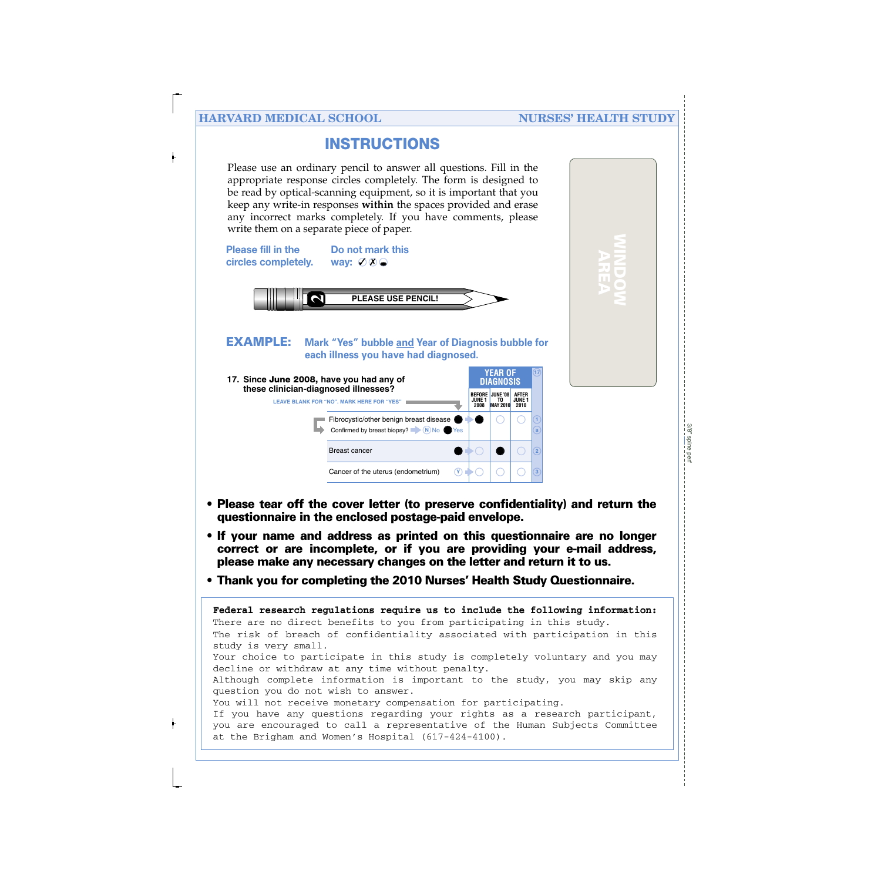# INSTRUCTIONS

Please use an ordinary pencil to answer all questions. Fill in the appropriate response circles completely. The form is designed to be read by optical-scanning equipment, so it is important that you keep any write-in responses **within** the spaces provided and erase any incorrect marks completely. If you have comments, please write them on a separate piece of paper.

**Please fill in the circles completely.** **Do not mark this way:** ✓ ✗ ◒

**PLEASE USE PENCIL!**

WINDOW AREA

**EXAMPLE:** **Mark "Yes" bubble and Year of Diagnosis bubble for each illness you have had diagnosed.**

**17. Since June 2008, have you had any of these clinician-diagnosed illnesses?**

LEAVE BLANK FOR "NO". MARK HERE FOR "YES"

| Illness | Yes | BEFORE JUNE 1 2008 | JUNE '08 TO MAY 2010 | AFTER JUNE 1 2010 |
|---|---|---|---|---|
| Fibrocystic/other benign breast disease | ● | ● | ○ | ○ |
| Confirmed by breast biopsy? (N) No ● Yes | | | | |
| Breast cancer | ● | ○ | ● | ○ |
| Cancer of the uterus (endometrium) | (Y) | ○ | ○ | ○ |

- **Please tear off the cover letter (to preserve confidentiality) and return the questionnaire in the enclosed postage-paid envelope.**
- **If your name and address as printed on this questionnaire are no longer correct or are incomplete, or if you are providing your e-mail address, please make any necessary changes on the letter and return it to us.**
- **Thank you for completing the 2010 Nurses' Health Study Questionnaire.**

**Federal research regulations require us to include the following information:**
There are no direct benefits to you from participating in this study.
The risk of breach of confidentiality associated with participation in this study is very small.
Your choice to participate in this study is completely voluntary and you may decline or withdraw at any time without penalty.
Although complete information is important to the study, you may skip any question you do not wish to answer.
You will not receive monetary compensation for participating.
If you have any questions regarding your rights as a research participant, you are encouraged to call a representative of the Human Subjects Committee at the Brigham and Women's Hospital (617-424-4100).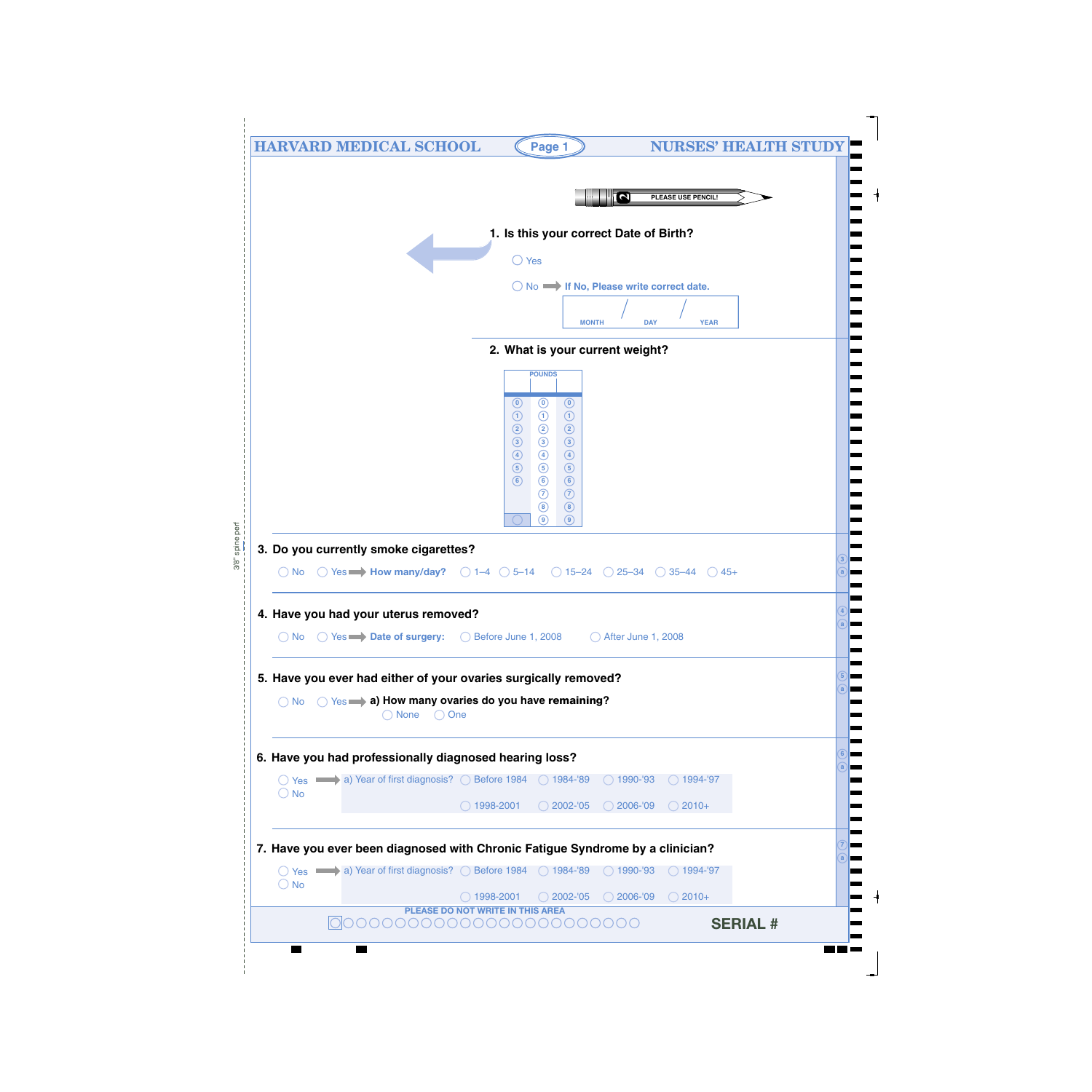# HARVARD MEDICAL SCHOOL — Page 1 — NURSES' HEALTH STUDY

PLEASE USE PENCIL!

**1. Is this your correct Date of Birth?**

◯ Yes

◯ No ➡ **If No, Please write correct date.**

MONTH / DAY / YEAR

**2. What is your current weight?**

POUNDS

| | | |
|---|---|---|
| 0 | 0 | 0 |
| 1 | 1 | 1 |
| 2 | 2 | 2 |
| 3 | 3 | 3 |
| 4 | 4 | 4 |
| 5 | 5 | 5 |
| 6 | 6 | 6 |
| | 7 | 7 |
| | 8 | 8 |
| ◯ | 9 | 9 |

**3. Do you currently smoke cigarettes?**

◯ No ◯ Yes ➡ **How many/day?** ◯ 1–4 ◯ 5–14 ◯ 15–24 ◯ 25–34 ◯ 35–44 ◯ 45+

**4. Have you had your uterus removed?**

◯ No ◯ Yes ➡ **Date of surgery:** ◯ Before June 1, 2008 ◯ After June 1, 2008

**5. Have you ever had either of your ovaries surgically removed?**

◯ No ◯ Yes ➡ **a) How many ovaries do you have remaining?**
◯ None ◯ One

**6. Have you had professionally diagnosed hearing loss?**

◯ Yes ➡ a) Year of first diagnosis? ◯ Before 1984 ◯ 1984-'89 ◯ 1990-'93 ◯ 1994-'97
◯ No ◯ 1998-2001 ◯ 2002-'05 ◯ 2006-'09 ◯ 2010+

**7. Have you ever been diagnosed with Chronic Fatigue Syndrome by a clinician?**

◯ Yes ➡ a) Year of first diagnosis? ◯ Before 1984 ◯ 1984-'89 ◯ 1990-'93 ◯ 1994-'97
◯ No ◯ 1998-2001 ◯ 2002-'05 ◯ 2006-'09 ◯ 2010+

PLEASE DO NOT WRITE IN THIS AREA

SERIAL #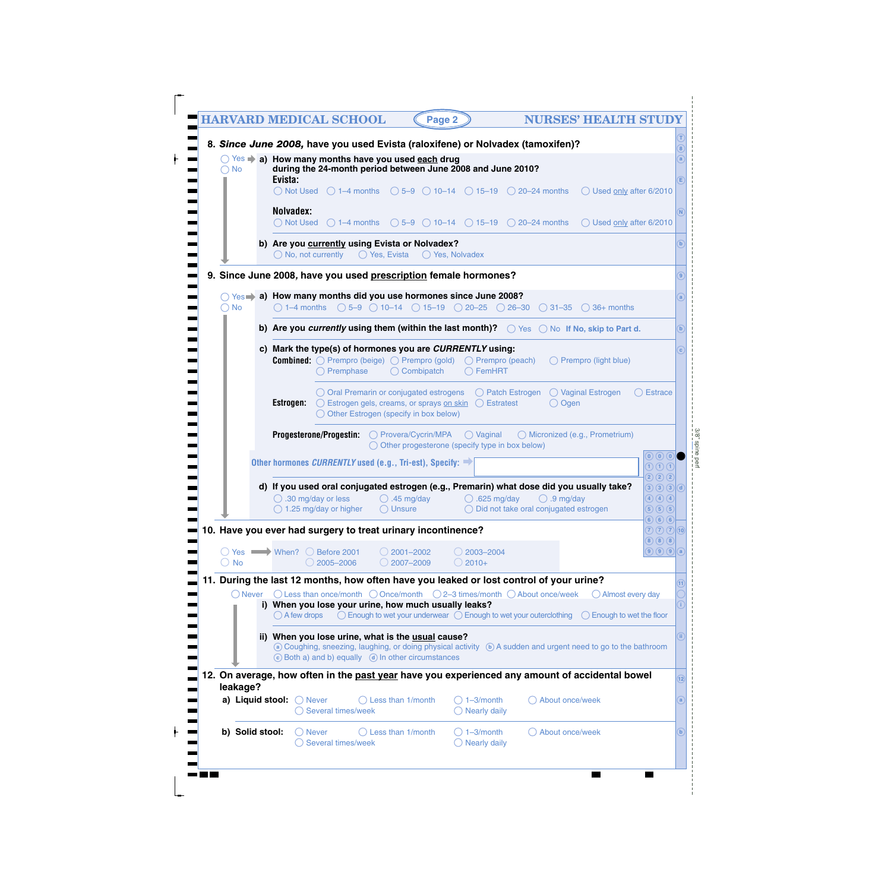HARVARD MEDICAL SCHOOL — Page 2 — NURSES' HEALTH STUDY

**8. *Since June 2008,* have you used Evista (raloxifene) or Nolvadex (tamoxifen)?**

◯ Yes ➡ **a) How many months have you used each drug during the 24-month period between June 2008 and June 2010?**

◯ No

**Evista:**
◯ Not Used ◯ 1–4 months ◯ 5–9 ◯ 10–14 ◯ 15–19 ◯ 20–24 months ◯ Used only after 6/2010

**Nolvadex:**
◯ Not Used ◯ 1–4 months ◯ 5–9 ◯ 10–14 ◯ 15–19 ◯ 20–24 months ◯ Used only after 6/2010

**b) Are you currently using Evista or Nolvadex?**
◯ No, not currently ◯ Yes, Evista ◯ Yes, Nolvadex

**9. Since June 2008, have you used prescription female hormones?**

◯ Yes ➡ **a) How many months did you use hormones since June 2008?**

◯ No

◯ 1–4 months ◯ 5–9 ◯ 10–14 ◯ 15–19 ◯ 20–25 ◯ 26–30 ◯ 31–35 ◯ 36+ months

**b) Are you *currently* using them (within the last month)?** ◯ Yes ◯ No **If No, skip to Part d.**

**c) Mark the type(s) of hormones you are *CURRENTLY* using:**

**Combined:** ◯ Prempro (beige) ◯ Prempro (gold) ◯ Prempro (peach) ◯ Prempro (light blue) ◯ Premphase ◯ Combipatch ◯ FemHRT

**Estrogen:** ◯ Oral Premarin or conjugated estrogens ◯ Patch Estrogen ◯ Vaginal Estrogen ◯ Estrace ◯ Estrogen gels, creams, or sprays on skin ◯ Estratest ◯ Ogen ◯ Other Estrogen (specify in box below)

**Progesterone/Progestin:** ◯ Provera/Cycrin/MPA ◯ Vaginal ◯ Micronized (e.g., Prometrium) ◯ Other progesterone (specify type in box below)

**Other hormones *CURRENTLY* used (e.g., Tri-est), Specify:** ➡ [ ]

**d) If you used oral conjugated estrogen (e.g., Premarin) what dose did you usually take?**
◯ .30 mg/day or less ◯ .45 mg/day ◯ .625 mg/day ◯ .9 mg/day
◯ 1.25 mg/day or higher ◯ Unsure ◯ Did not take oral conjugated estrogen

**10. Have you ever had surgery to treat urinary incontinence?**

◯ Yes ➡ When? ◯ Before 2001 ◯ 2001–2002 ◯ 2003–2004 ◯ 2005–2006 ◯ 2007–2009 ◯ 2010+

◯ No

**11. During the last 12 months, how often have you leaked or lost control of your urine?**

◯ Never ◯ Less than once/month ◯ Once/month ◯ 2–3 times/month ◯ About once/week ◯ Almost every day

**i) When you lose your urine, how much usually leaks?**
◯ A few drops ◯ Enough to wet your underwear ◯ Enough to wet your outerclothing ◯ Enough to wet the floor

**ii) When you lose urine, what is the usual cause?**
ⓐ Coughing, sneezing, laughing, or doing physical activity ⓑ A sudden and urgent need to go to the bathroom ⓒ Both a) and b) equally ⓓ In other circumstances

**12. On average, how often in the past year have you experienced any amount of accidental bowel leakage?**

**a) Liquid stool:** ◯ Never ◯ Less than 1/month ◯ 1–3/month ◯ About once/week ◯ Several times/week ◯ Nearly daily

**b) Solid stool:** ◯ Never ◯ Less than 1/month ◯ 1–3/month ◯ About once/week ◯ Several times/week ◯ Nearly daily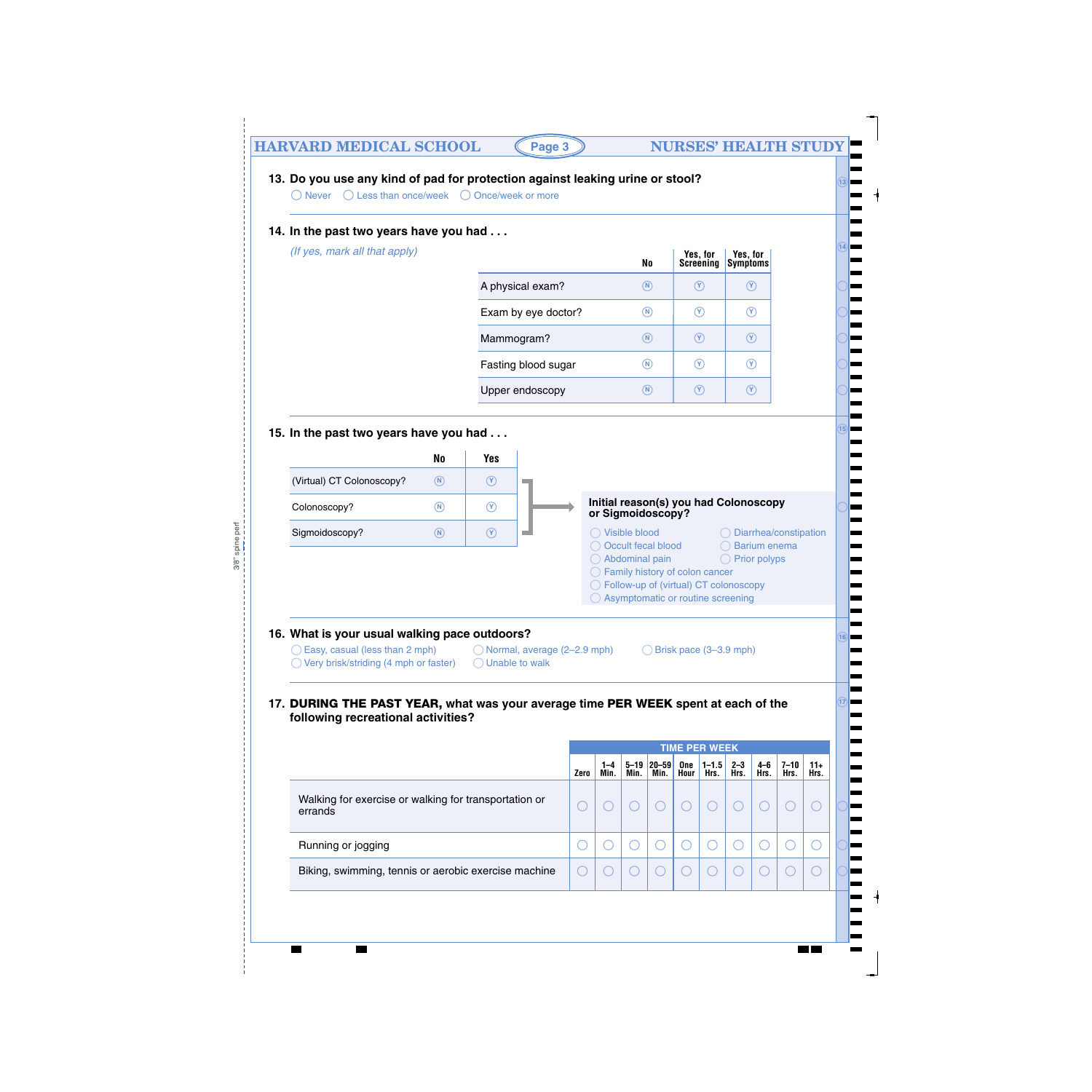**13. Do you use any kind of pad for protection against leaking urine or stool?**

◯ Never ◯ Less than once/week ◯ Once/week or more

**14. In the past two years have you had . . .**

*(If yes, mark all that apply)*

| | No | Yes, for Screening | Yes, for Symptoms |
|---|---|---|---|
| A physical exam? | Ⓝ | Ⓨ | Ⓨ |
| Exam by eye doctor? | Ⓝ | Ⓨ | Ⓨ |
| Mammogram? | Ⓝ | Ⓨ | Ⓨ |
| Fasting blood sugar | Ⓝ | Ⓨ | Ⓨ |
| Upper endoscopy | Ⓝ | Ⓨ | Ⓨ |

**15. In the past two years have you had . . .**

| | No | Yes |
|---|---|---|
| (Virtual) CT Colonoscopy? | Ⓝ | Ⓨ |
| Colonoscopy? | Ⓝ | Ⓨ |
| Sigmoidoscopy? | Ⓝ | Ⓨ |

**Initial reason(s) you had Colonoscopy or Sigmoidoscopy?**

◯ Visible blood
◯ Occult fecal blood
◯ Abdominal pain
◯ Family history of colon cancer
◯ Follow-up of (virtual) CT colonoscopy
◯ Asymptomatic or routine screening
◯ Diarrhea/constipation
◯ Barium enema
◯ Prior polyps

**16. What is your usual walking pace outdoors?**

◯ Easy, casual (less than 2 mph) ◯ Normal, average (2–2.9 mph) ◯ Brisk pace (3–3.9 mph)
◯ Very brisk/striding (4 mph or faster) ◯ Unable to walk

**17. DURING THE PAST YEAR, what was your average time PER WEEK spent at each of the following recreational activities?**

| | TIME PER WEEK | | | | | | | | | |
|---|---|---|---|---|---|---|---|---|---|---|
| | Zero | 1–4 Min. | 5–19 Min. | 20–59 Min. | One Hour | 1–1.5 Hrs. | 2–3 Hrs. | 4–6 Hrs. | 7–10 Hrs. | 11+ Hrs. |
| Walking for exercise or walking for transportation or errands | ◯ | ◯ | ◯ | ◯ | ◯ | ◯ | ◯ | ◯ | ◯ | ◯ |
| Running or jogging | ◯ | ◯ | ◯ | ◯ | ◯ | ◯ | ◯ | ◯ | ◯ | ◯ |
| Biking, swimming, tennis or aerobic exercise machine | ◯ | ◯ | ◯ | ◯ | ◯ | ◯ | ◯ | ◯ | ◯ | ◯ |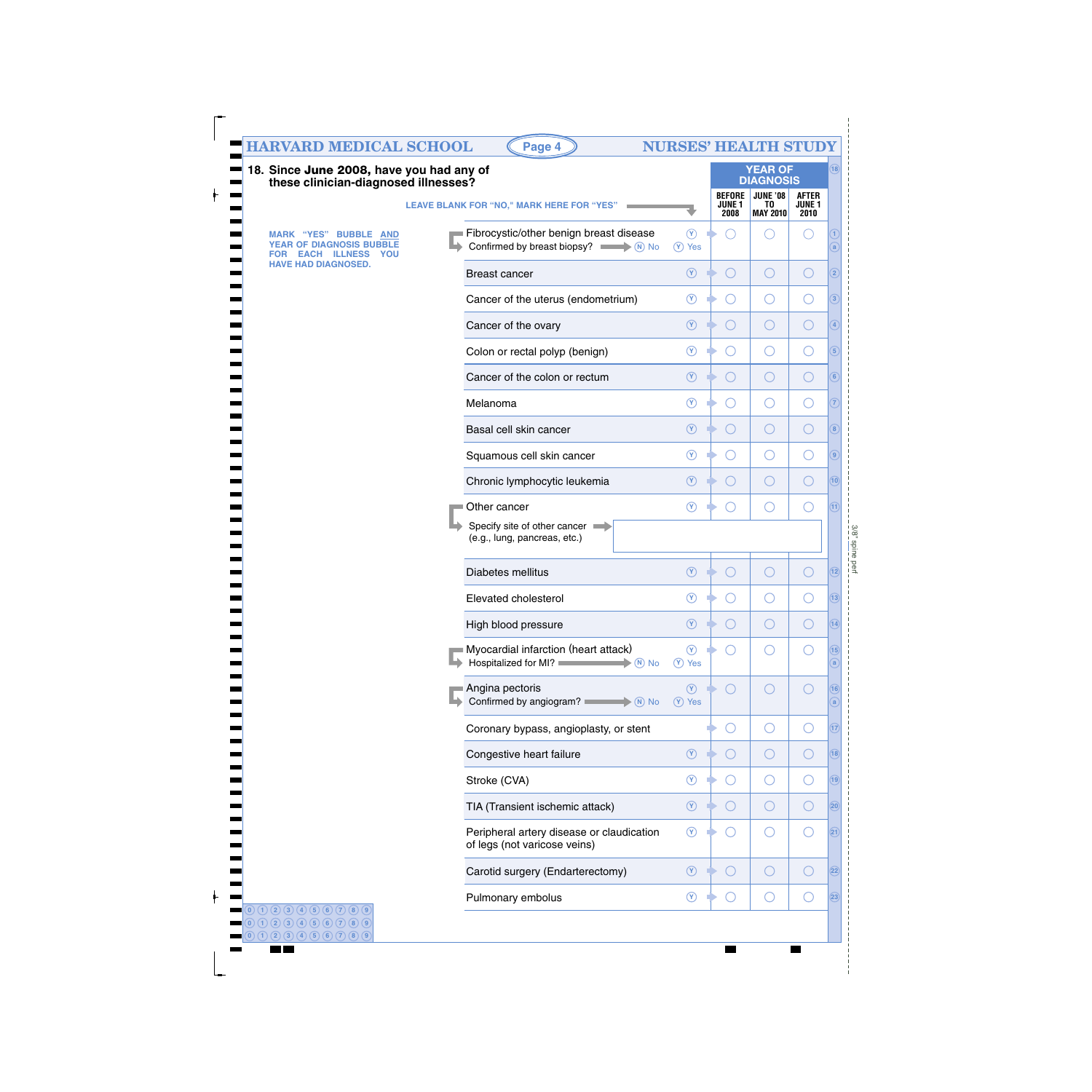# HARVARD MEDICAL SCHOOL — NURSES' HEALTH STUDY

**18. Since June 2008, have you had any of these clinician-diagnosed illnesses?**

LEAVE BLANK FOR "NO," MARK HERE FOR "YES"

MARK "YES" BUBBLE AND YEAR OF DIAGNOSIS BUBBLE FOR EACH ILLNESS YOU HAVE HAD DIAGNOSED.

| Illness | Yes | YEAR OF DIAGNOSIS: BEFORE JUNE 1 2008 | JUNE '08 TO MAY 2010 | AFTER JUNE 1 2010 |
|---|---|---|---|---|
| Fibrocystic/other benign breast disease | Ⓨ | ○ | ○ | ○ |
| Confirmed by breast biopsy? Ⓝ No Ⓨ Yes | | | | |
| Breast cancer | Ⓨ | ○ | ○ | ○ |
| Cancer of the uterus (endometrium) | Ⓨ | ○ | ○ | ○ |
| Cancer of the ovary | Ⓨ | ○ | ○ | ○ |
| Colon or rectal polyp (benign) | Ⓨ | ○ | ○ | ○ |
| Cancer of the colon or rectum | Ⓨ | ○ | ○ | ○ |
| Melanoma | Ⓨ | ○ | ○ | ○ |
| Basal cell skin cancer | Ⓨ | ○ | ○ | ○ |
| Squamous cell skin cancer | Ⓨ | ○ | ○ | ○ |
| Chronic lymphocytic leukemia | Ⓨ | ○ | ○ | ○ |
| Other cancer | Ⓨ | ○ | ○ | ○ |
| Specify site of other cancer (e.g., lung, pancreas, etc.) | | | | |
| Diabetes mellitus | Ⓨ | ○ | ○ | ○ |
| Elevated cholesterol | Ⓨ | ○ | ○ | ○ |
| High blood pressure | Ⓨ | ○ | ○ | ○ |
| Myocardial infarction (heart attack) | Ⓨ | ○ | ○ | ○ |
| Hospitalized for MI? Ⓝ No Ⓨ Yes | | | | |
| Angina pectoris | Ⓨ | ○ | ○ | ○ |
| Confirmed by angiogram? Ⓝ No Ⓨ Yes | | | | |
| Coronary bypass, angioplasty, or stent | | ○ | ○ | ○ |
| Congestive heart failure | Ⓨ | ○ | ○ | ○ |
| Stroke (CVA) | Ⓨ | ○ | ○ | ○ |
| TIA (Transient ischemic attack) | Ⓨ | ○ | ○ | ○ |
| Peripheral artery disease or claudication of legs (not varicose veins) | Ⓨ | ○ | ○ | ○ |
| Carotid surgery (Endarterectomy) | Ⓨ | ○ | ○ | ○ |
| Pulmonary embolus | Ⓨ | ○ | ○ | ○ |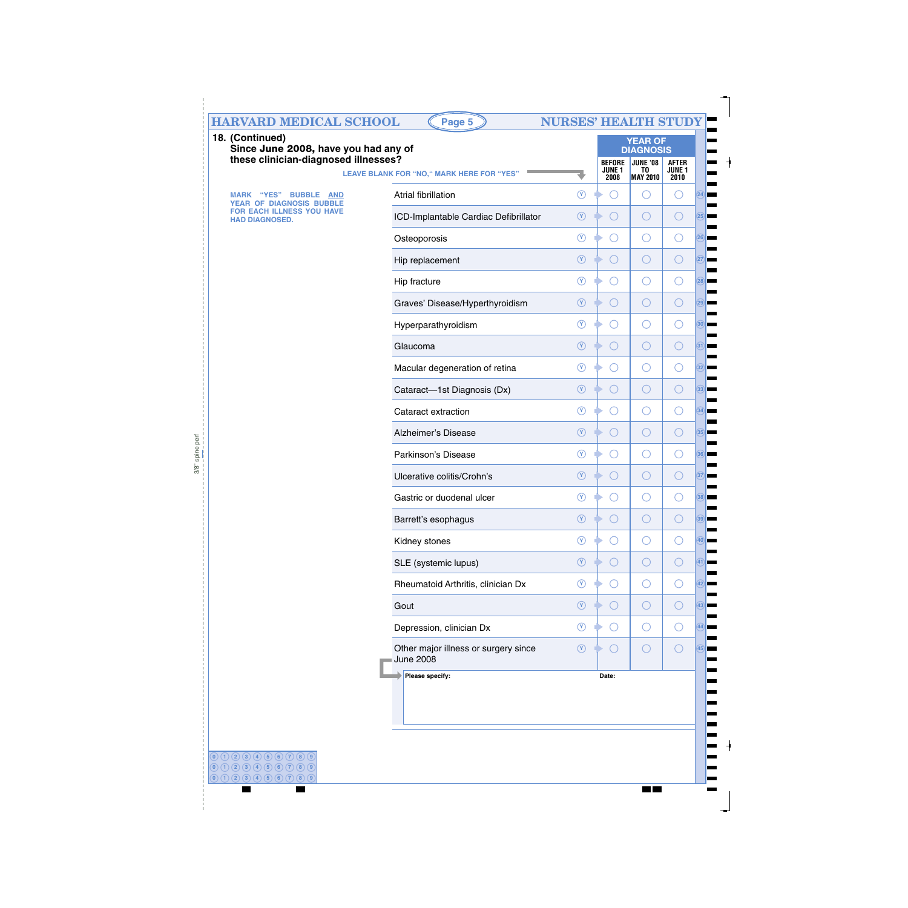**18. (Continued)**
**Since June 2008, have you had any of these clinician-diagnosed illnesses?**

LEAVE BLANK FOR "NO," MARK HERE FOR "YES"

MARK "YES" BUBBLE AND YEAR OF DIAGNOSIS BUBBLE FOR EACH ILLNESS YOU HAVE HAD DIAGNOSED.

| Illness | Yes | YEAR OF DIAGNOSIS: BEFORE JUNE 1 2008 | YEAR OF DIAGNOSIS: JUNE '08 TO MAY 2010 | YEAR OF DIAGNOSIS: AFTER JUNE 1 2010 |
|---|---|---|---|---|
| Atrial fibrillation | Ⓨ | ○ | ○ | ○ |
| ICD-Implantable Cardiac Defibrillator | Ⓨ | ○ | ○ | ○ |
| Osteoporosis | Ⓨ | ○ | ○ | ○ |
| Hip replacement | Ⓨ | ○ | ○ | ○ |
| Hip fracture | Ⓨ | ○ | ○ | ○ |
| Graves' Disease/Hyperthyroidism | Ⓨ | ○ | ○ | ○ |
| Hyperparathyroidism | Ⓨ | ○ | ○ | ○ |
| Glaucoma | Ⓨ | ○ | ○ | ○ |
| Macular degeneration of retina | Ⓨ | ○ | ○ | ○ |
| Cataract—1st Diagnosis (Dx) | Ⓨ | ○ | ○ | ○ |
| Cataract extraction | Ⓨ | ○ | ○ | ○ |
| Alzheimer's Disease | Ⓨ | ○ | ○ | ○ |
| Parkinson's Disease | Ⓨ | ○ | ○ | ○ |
| Ulcerative colitis/Crohn's | Ⓨ | ○ | ○ | ○ |
| Gastric or duodenal ulcer | Ⓨ | ○ | ○ | ○ |
| Barrett's esophagus | Ⓨ | ○ | ○ | ○ |
| Kidney stones | Ⓨ | ○ | ○ | ○ |
| SLE (systemic lupus) | Ⓨ | ○ | ○ | ○ |
| Rheumatoid Arthritis, clinician Dx | Ⓨ | ○ | ○ | ○ |
| Gout | Ⓨ | ○ | ○ | ○ |
| Depression, clinician Dx | Ⓨ | ○ | ○ | ○ |
| Other major illness or surgery since June 2008 | Ⓨ | ○ | ○ | ○ |

Please specify: ____________ Date: ____________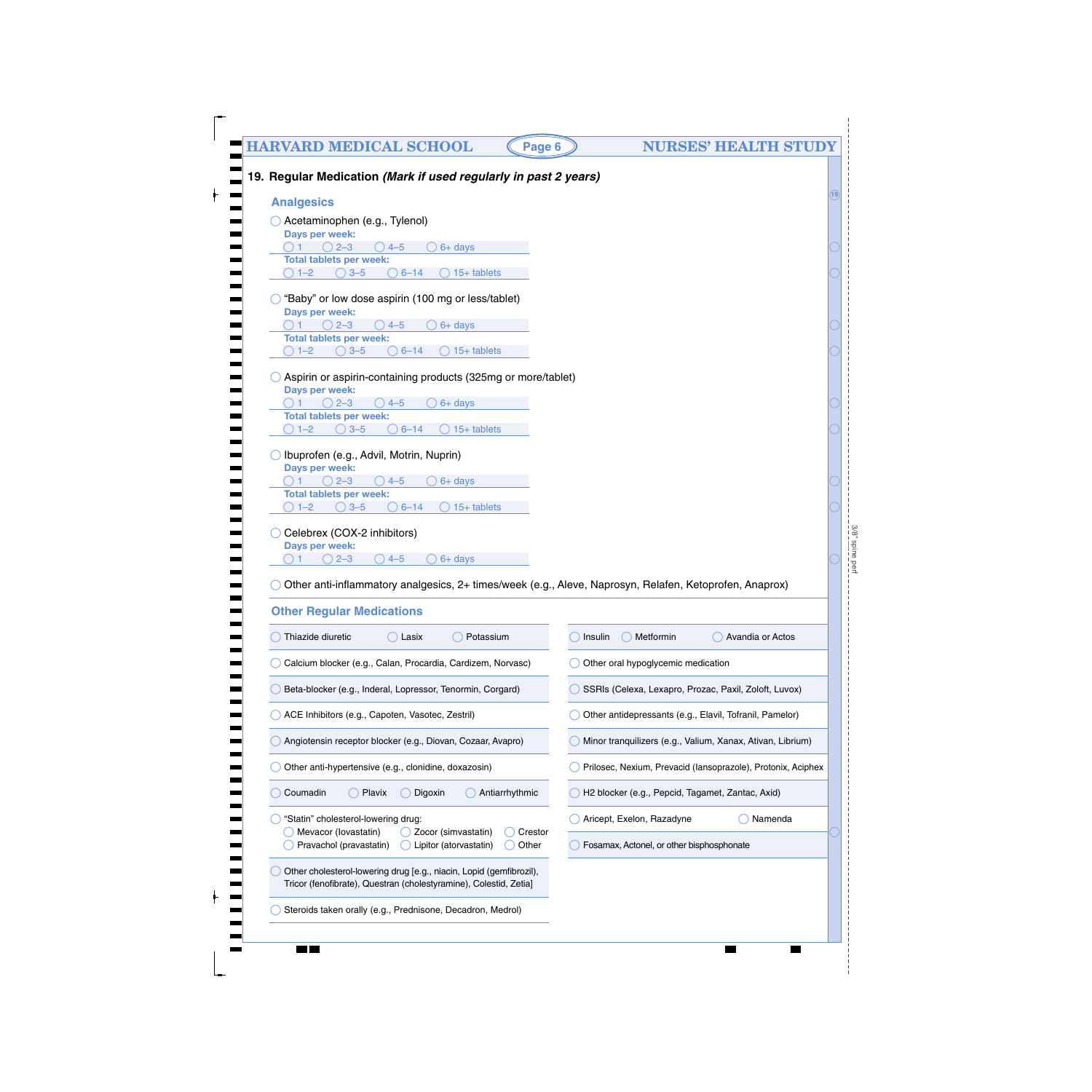## 19. Regular Medication *(Mark if used regularly in past 2 years)*

### Analgesics

- ◯ Acetaminophen (e.g., Tylenol)
  - **Days per week:** ◯ 1 ◯ 2–3 ◯ 4–5 ◯ 6+ days
  - **Total tablets per week:** ◯ 1–2 ◯ 3–5 ◯ 6–14 ◯ 15+ tablets

- ◯ "Baby" or low dose aspirin (100 mg or less/tablet)
  - **Days per week:** ◯ 1 ◯ 2–3 ◯ 4–5 ◯ 6+ days
  - **Total tablets per week:** ◯ 1–2 ◯ 3–5 ◯ 6–14 ◯ 15+ tablets

- ◯ Aspirin or aspirin-containing products (325mg or more/tablet)
  - **Days per week:** ◯ 1 ◯ 2–3 ◯ 4–5 ◯ 6+ days
  - **Total tablets per week:** ◯ 1–2 ◯ 3–5 ◯ 6–14 ◯ 15+ tablets

- ◯ Ibuprofen (e.g., Advil, Motrin, Nuprin)
  - **Days per week:** ◯ 1 ◯ 2–3 ◯ 4–5 ◯ 6+ days
  - **Total tablets per week:** ◯ 1–2 ◯ 3–5 ◯ 6–14 ◯ 15+ tablets

- ◯ Celebrex (COX-2 inhibitors)
  - **Days per week:** ◯ 1 ◯ 2–3 ◯ 4–5 ◯ 6+ days

- ◯ Other anti-inflammatory analgesics, 2+ times/week (e.g., Aleve, Naprosyn, Relafen, Ketoprofen, Anaprox)

### Other Regular Medications

- ◯ Thiazide diuretic ◯ Lasix ◯ Potassium
- ◯ Calcium blocker (e.g., Calan, Procardia, Cardizem, Norvasc)
- ◯ Beta-blocker (e.g., Inderal, Lopressor, Tenormin, Corgard)
- ◯ ACE Inhibitors (e.g., Capoten, Vasotec, Zestril)
- ◯ Angiotensin receptor blocker (e.g., Diovan, Cozaar, Avapro)
- ◯ Other anti-hypertensive (e.g., clonidine, doxazosin)
- ◯ Coumadin ◯ Plavix ◯ Digoxin ◯ Antiarrhythmic
- ◯ "Statin" cholesterol-lowering drug:
  - ◯ Mevacor (lovastatin) ◯ Zocor (simvastatin) ◯ Crestor
  - ◯ Pravachol (pravastatin) ◯ Lipitor (atorvastatin) ◯ Other
- ◯ Other cholesterol-lowering drug [e.g., niacin, Lopid (gemfibrozil), Tricor (fenofibrate), Questran (cholestyramine), Colestid, Zetia]
- ◯ Steroids taken orally (e.g., Prednisone, Decadron, Medrol)
- ◯ Insulin ◯ Metformin ◯ Avandia or Actos
- ◯ Other oral hypoglycemic medication
- ◯ SSRIs (Celexa, Lexapro, Prozac, Paxil, Zoloft, Luvox)
- ◯ Other antidepressants (e.g., Elavil, Tofranil, Pamelor)
- ◯ Minor tranquilizers (e.g., Valium, Xanax, Ativan, Librium)
- ◯ Prilosec, Nexium, Prevacid (lansoprazole), Protonix, Aciphex
- ◯ H2 blocker (e.g., Pepcid, Tagamet, Zantac, Axid)
- ◯ Aricept, Exelon, Razadyne ◯ Namenda
- ◯ Fosamax, Actonel, or other bisphosphonate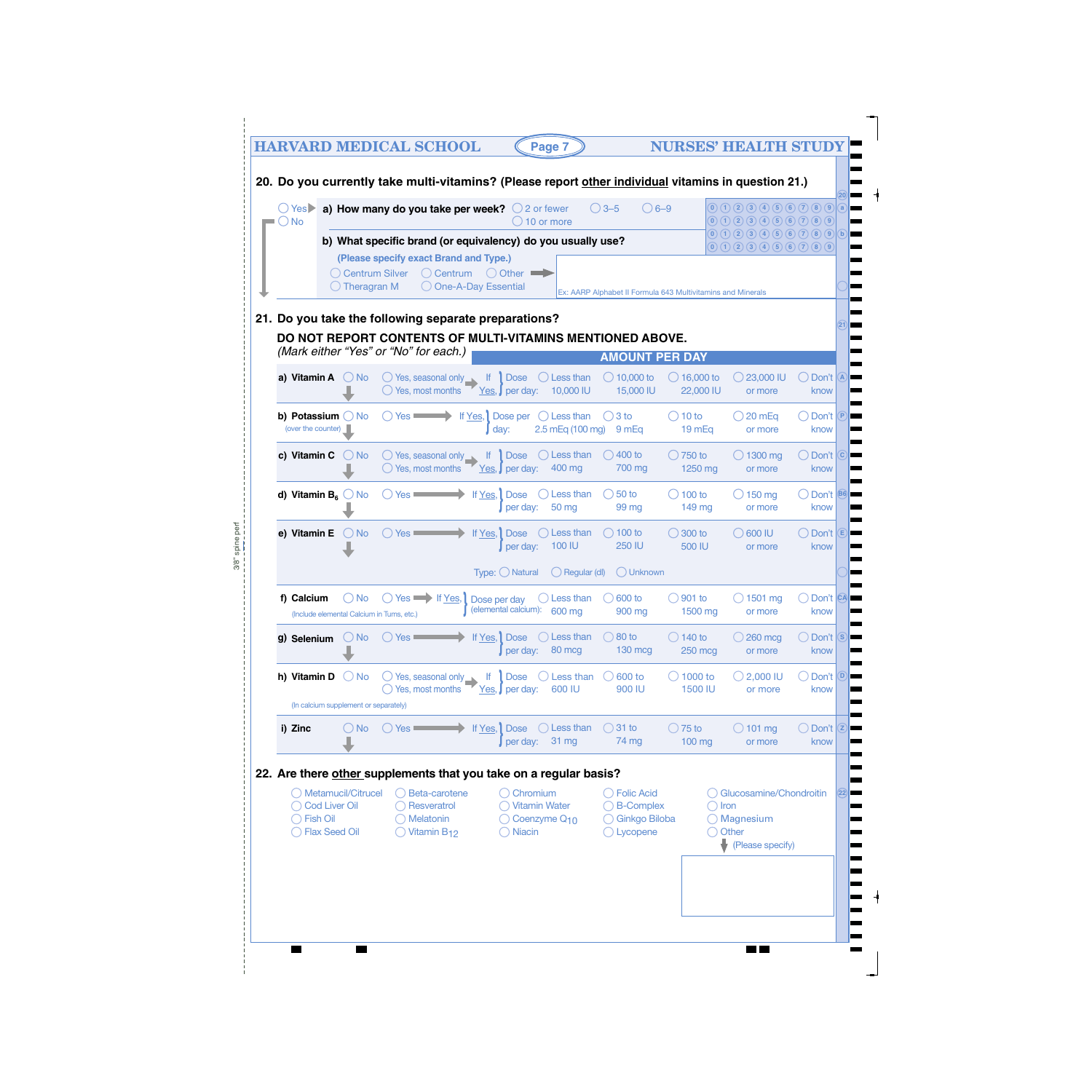HARVARD MEDICAL SCHOOL — NURSES' HEALTH STUDY

## 20. Do you currently take multi-vitamins? (Please report other individual vitamins in question 21.)

◯ Yes ▶ **a) How many do you take per week?** ◯ 2 or fewer ◯ 3–5 ◯ 6–9 ◯ 10 or more

◯ No

**b) What specific brand (or equivalency) do you usually use?**

(Please specify exact Brand and Type.)

◯ Centrum Silver ◯ Centrum ◯ Other ➡
◯ Theragran M ◯ One-A-Day Essential

Ex: AARP Alphabet II Formula 643 Multivitamins and Minerals

## 21. Do you take the following separate preparations?

**DO NOT REPORT CONTENTS OF MULTI-VITAMINS MENTIONED ABOVE.**
*(Mark either "Yes" or "No" for each.)*

**AMOUNT PER DAY**

| Preparation | No | Yes | If Yes, Dose per day: | | | | | |
|---|---|---|---|---|---|---|---|---|
| a) Vitamin A | ◯ No | ◯ Yes, seasonal only ◯ Yes, most months | ◯ Less than 10,000 IU | ◯ 10,000 to 15,000 IU | ◯ 16,000 to 22,000 IU | ◯ 23,000 IU or more | ◯ Don't know |
| b) Potassium (over the counter) | ◯ No | ◯ Yes | ◯ Less than 2.5 mEq (100 mg) | ◯ 3 to 9 mEq | ◯ 10 to 19 mEq | ◯ 20 mEq or more | ◯ Don't know |
| c) Vitamin C | ◯ No | ◯ Yes, seasonal only ◯ Yes, most months | ◯ Less than 400 mg | ◯ 400 to 700 mg | ◯ 750 to 1250 mg | ◯ 1300 mg or more | ◯ Don't know |
| d) Vitamin $B_6$ | ◯ No | ◯ Yes | ◯ Less than 50 mg | ◯ 50 to 99 mg | ◯ 100 to 149 mg | ◯ 150 mg or more | ◯ Don't know |
| e) Vitamin E | ◯ No | ◯ Yes | ◯ Less than 100 IU | ◯ 100 to 250 IU | ◯ 300 to 500 IU | ◯ 600 IU or more | ◯ Don't know |
| | | | Type: ◯ Natural | ◯ Regular (dl) | ◯ Unknown | | |
| f) Calcium (Include elemental Calcium in Tums, etc.) | ◯ No | ◯ Yes | Dose per day (elemental calcium): ◯ Less than 600 mg | ◯ 600 to 900 mg | ◯ 901 to 1500 mg | ◯ 1501 mg or more | ◯ Don't know |
| g) Selenium | ◯ No | ◯ Yes | ◯ Less than 80 mcg | ◯ 80 to 130 mcg | ◯ 140 to 250 mcg | ◯ 260 mcg or more | ◯ Don't know |
| h) Vitamin D (In calcium supplement or separately) | ◯ No | ◯ Yes, seasonal only ◯ Yes, most months | ◯ Less than 600 IU | ◯ 600 to 900 IU | ◯ 1000 to 1500 IU | ◯ 2,000 IU or more | ◯ Don't know |
| i) Zinc | ◯ No | ◯ Yes | ◯ Less than 31 mg | ◯ 31 to 74 mg | ◯ 75 to 100 mg | ◯ 101 mg or more | ◯ Don't know |

## 22. Are there other supplements that you take on a regular basis?

| | | | | |
|---|---|---|---|---|
| ◯ Metamucil/Citrucel | ◯ Beta-carotene | ◯ Chromium | ◯ Folic Acid | ◯ Glucosamine/Chondroitin |
| ◯ Cod Liver Oil | ◯ Resveratrol | ◯ Vitamin Water | ◯ B-Complex | ◯ Iron |
| ◯ Fish Oil | ◯ Melatonin | ◯ Coenzyme $Q_{10}$ | ◯ Ginkgo Biloba | ◯ Magnesium |
| ◯ Flax Seed Oil | ◯ Vitamin $B_{12}$ | ◯ Niacin | ◯ Lycopene | ◯ Other |

(Please specify)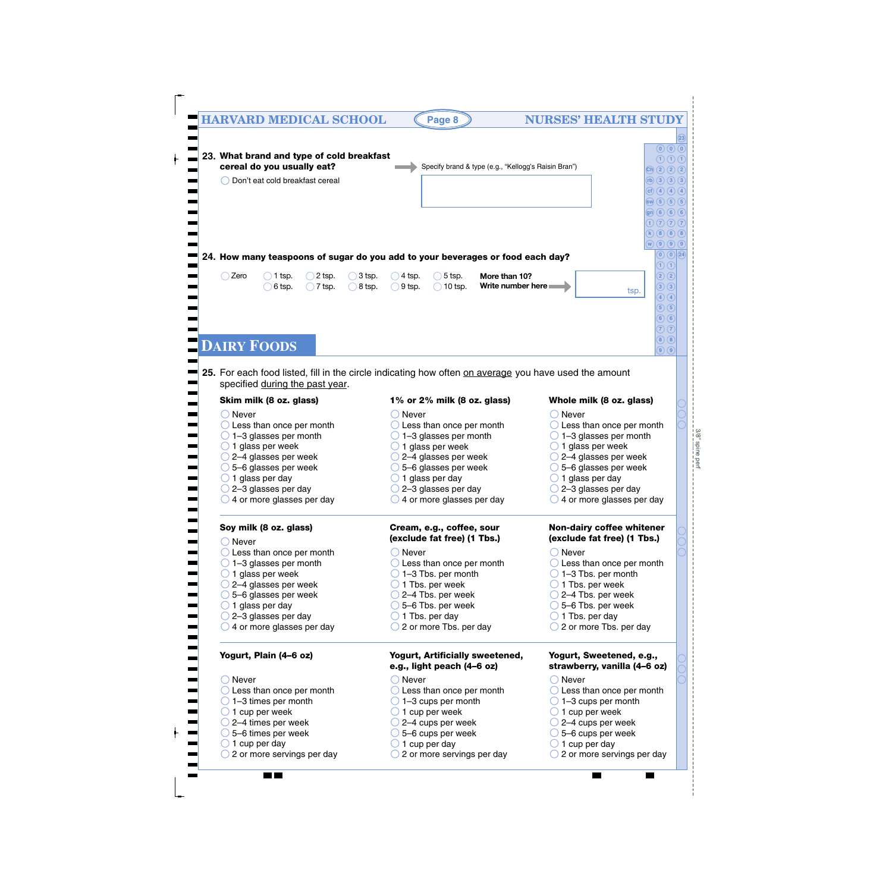**23. What brand and type of cold breakfast cereal do you usually eat?**

◯ Don't eat cold breakfast cereal

Specify brand & type (e.g., "Kellogg's Raisin Bran")

**24. How many teaspoons of sugar do you add to your beverages or food each day?**

◯ Zero ◯ 1 tsp. ◯ 2 tsp. ◯ 3 tsp. ◯ 4 tsp. ◯ 5 tsp.
◯ 6 tsp. ◯ 7 tsp. ◯ 8 tsp. ◯ 9 tsp. ◯ 10 tsp.

**More than 10? Write number here** ______ tsp.

# DAIRY FOODS

**25.** For each food listed, fill in the circle indicating how often on average you have used the amount specified during the past year.

**Skim milk (8 oz. glass)**

- ◯ Never
- ◯ Less than once per month
- ◯ 1–3 glasses per month
- ◯ 1 glass per week
- ◯ 2–4 glasses per week
- ◯ 5–6 glasses per week
- ◯ 1 glass per day
- ◯ 2–3 glasses per day
- ◯ 4 or more glasses per day

**1% or 2% milk (8 oz. glass)**

- ◯ Never
- ◯ Less than once per month
- ◯ 1–3 glasses per month
- ◯ 1 glass per week
- ◯ 2–4 glasses per week
- ◯ 5–6 glasses per week
- ◯ 1 glass per day
- ◯ 2–3 glasses per day
- ◯ 4 or more glasses per day

**Whole milk (8 oz. glass)**

- ◯ Never
- ◯ Less than once per month
- ◯ 1–3 glasses per month
- ◯ 1 glass per week
- ◯ 2–4 glasses per week
- ◯ 5–6 glasses per week
- ◯ 1 glass per day
- ◯ 2–3 glasses per day
- ◯ 4 or more glasses per day

**Soy milk (8 oz. glass)**

- ◯ Never
- ◯ Less than once per month
- ◯ 1–3 glasses per month
- ◯ 1 glass per week
- ◯ 2–4 glasses per week
- ◯ 5–6 glasses per week
- ◯ 1 glass per day
- ◯ 2–3 glasses per day
- ◯ 4 or more glasses per day

**Cream, e.g., coffee, sour (exclude fat free) (1 Tbs.)**

- ◯ Never
- ◯ Less than once per month
- ◯ 1–3 Tbs. per month
- ◯ 1 Tbs. per week
- ◯ 2–4 Tbs. per week
- ◯ 5–6 Tbs. per week
- ◯ 1 Tbs. per day
- ◯ 2 or more Tbs. per day

**Non-dairy coffee whitener (exclude fat free) (1 Tbs.)**

- ◯ Never
- ◯ Less than once per month
- ◯ 1–3 Tbs. per month
- ◯ 1 Tbs. per week
- ◯ 2–4 Tbs. per week
- ◯ 5–6 Tbs. per week
- ◯ 1 Tbs. per day
- ◯ 2 or more Tbs. per day

**Yogurt, Plain (4–6 oz)**

- ◯ Never
- ◯ Less than once per month
- ◯ 1–3 times per month
- ◯ 1 cup per week
- ◯ 2–4 times per week
- ◯ 5–6 times per week
- ◯ 1 cup per day
- ◯ 2 or more servings per day

**Yogurt, Artificially sweetened, e.g., light peach (4–6 oz)**

- ◯ Never
- ◯ Less than once per month
- ◯ 1–3 cups per month
- ◯ 1 cup per week
- ◯ 2–4 cups per week
- ◯ 5–6 cups per week
- ◯ 1 cup per day
- ◯ 2 or more servings per day

**Yogurt, Sweetened, e.g., strawberry, vanilla (4–6 oz)**

- ◯ Never
- ◯ Less than once per month
- ◯ 1–3 cups per month
- ◯ 1 cup per week
- ◯ 2–4 cups per week
- ◯ 5–6 cups per week
- ◯ 1 cup per day
- ◯ 2 or more servings per day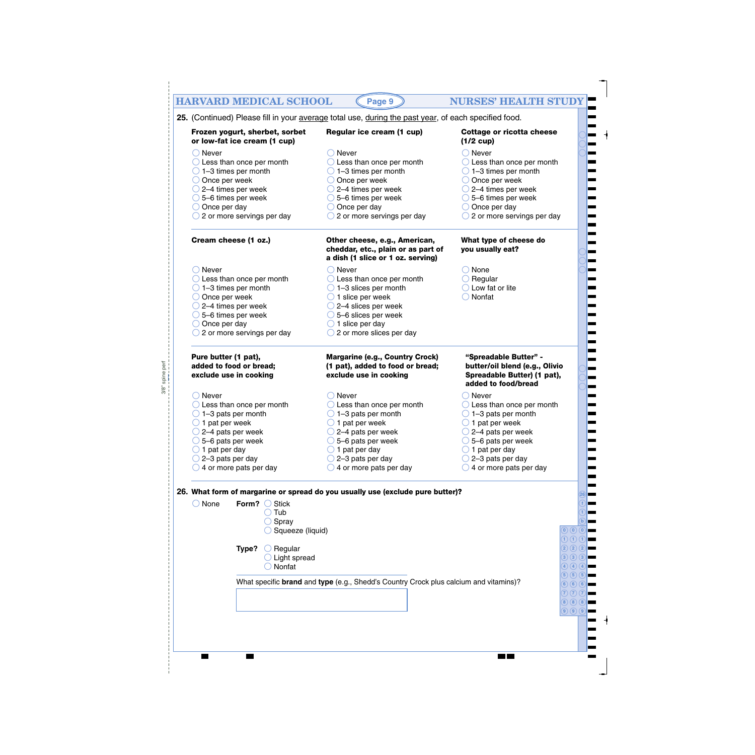**25.** (Continued) Please fill in your average total use, during the past year, of each specified food.

**Frozen yogurt, sherbet, sorbet or low-fat ice cream (1 cup)**

- ◯ Never
- ◯ Less than once per month
- ◯ 1–3 times per month
- ◯ Once per week
- ◯ 2–4 times per week
- ◯ 5–6 times per week
- ◯ Once per day
- ◯ 2 or more servings per day

**Regular ice cream (1 cup)**

- ◯ Never
- ◯ Less than once per month
- ◯ 1–3 times per month
- ◯ Once per week
- ◯ 2–4 times per week
- ◯ 5–6 times per week
- ◯ Once per day
- ◯ 2 or more servings per day

**Cottage or ricotta cheese (1/2 cup)**

- ◯ Never
- ◯ Less than once per month
- ◯ 1–3 times per month
- ◯ Once per week
- ◯ 2–4 times per week
- ◯ 5–6 times per week
- ◯ Once per day
- ◯ 2 or more servings per day

**Cream cheese (1 oz.)**

- ◯ Never
- ◯ Less than once per month
- ◯ 1–3 times per month
- ◯ Once per week
- ◯ 2–4 times per week
- ◯ 5–6 times per week
- ◯ Once per day
- ◯ 2 or more servings per day

**Other cheese, e.g., American, cheddar, etc., plain or as part of a dish (1 slice or 1 oz. serving)**

- ◯ Never
- ◯ Less than once per month
- ◯ 1–3 slices per month
- ◯ 1 slice per week
- ◯ 2–4 slices per week
- ◯ 5–6 slices per week
- ◯ 1 slice per day
- ◯ 2 or more slices per day

**What type of cheese do you usually eat?**

- ◯ None
- ◯ Regular
- ◯ Low fat or lite
- ◯ Nonfat

**Pure butter (1 pat), added to food or bread; exclude use in cooking**

- ◯ Never
- ◯ Less than once per month
- ◯ 1–3 pats per month
- ◯ 1 pat per week
- ◯ 2–4 pats per week
- ◯ 5–6 pats per week
- ◯ 1 pat per day
- ◯ 2–3 pats per day
- ◯ 4 or more pats per day

**Margarine (e.g., Country Crock) (1 pat), added to food or bread; exclude use in cooking**

- ◯ Never
- ◯ Less than once per month
- ◯ 1–3 pats per month
- ◯ 1 pat per week
- ◯ 2–4 pats per week
- ◯ 5–6 pats per week
- ◯ 1 pat per day
- ◯ 2–3 pats per day
- ◯ 4 or more pats per day

**"Spreadable Butter" - butter/oil blend (e.g., Olivio Spreadable Butter) (1 pat), added to food/bread**

- ◯ Never
- ◯ Less than once per month
- ◯ 1–3 pats per month
- ◯ 1 pat per week
- ◯ 2–4 pats per week
- ◯ 5–6 pats per week
- ◯ 1 pat per day
- ◯ 2–3 pats per day
- ◯ 4 or more pats per day

**26. What form of margarine or spread do you usually use (exclude pure butter)?**

◯ None

**Form?**
- ◯ Stick
- ◯ Tub
- ◯ Spray
- ◯ Squeeze (liquid)

**Type?**
- ◯ Regular
- ◯ Light spread
- ◯ Nonfat

What specific **brand** and **type** (e.g., Shedd's Country Crock plus calcium and vitamins)?

[ ]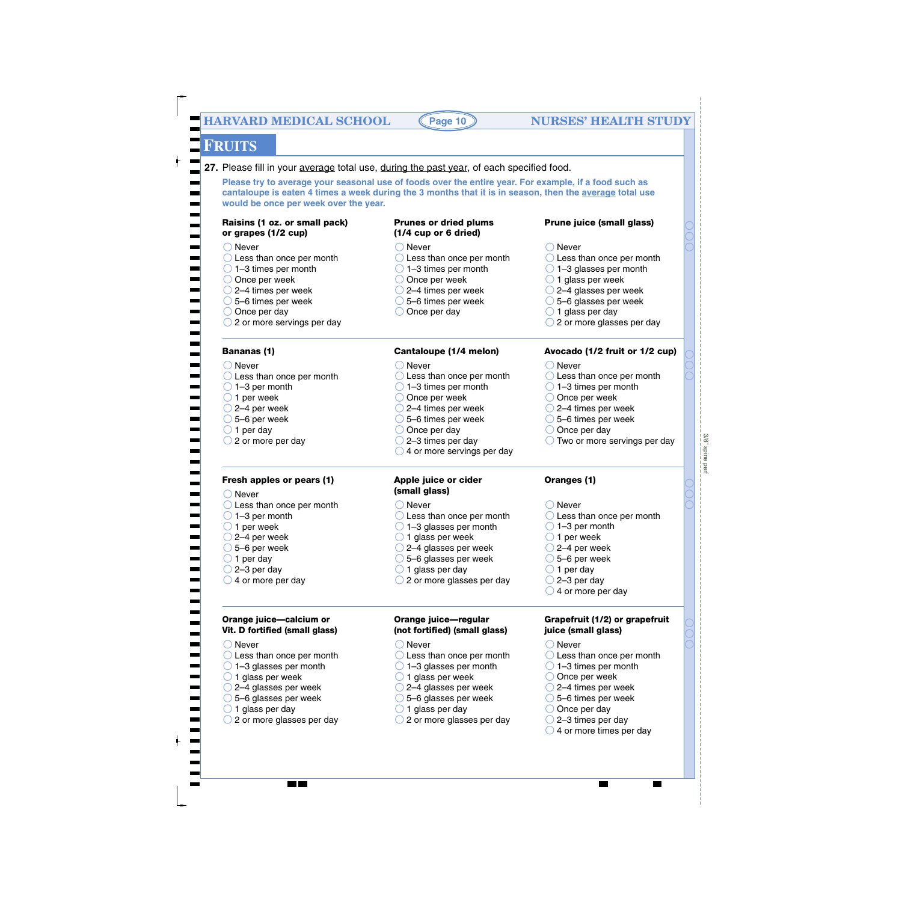# FRUITS

**27.** Please fill in your average total use, during the past year, of each specified food.

**Please try to average your seasonal use of foods over the entire year. For example, if a food such as cantaloupe is eaten 4 times a week during the 3 months that it is in season, then the average total use would be once per week over the year.**

**Raisins (1 oz. or small pack) or grapes (1/2 cup)**
- Never
- Less than once per month
- 1–3 times per month
- Once per week
- 2–4 times per week
- 5–6 times per week
- Once per day
- 2 or more servings per day

**Prunes or dried plums (1/4 cup or 6 dried)**
- Never
- Less than once per month
- 1–3 times per month
- Once per week
- 2–4 times per week
- 5–6 times per week
- Once per day

**Prune juice (small glass)**
- Never
- Less than once per month
- 1–3 glasses per month
- 1 glass per week
- 2–4 glasses per week
- 5–6 glasses per week
- 1 glass per day
- 2 or more glasses per day

**Bananas (1)**
- Never
- Less than once per month
- 1–3 per month
- 1 per week
- 2–4 per week
- 5–6 per week
- 1 per day
- 2 or more per day

**Cantaloupe (1/4 melon)**
- Never
- Less than once per month
- 1–3 times per month
- Once per week
- 2–4 times per week
- 5–6 times per week
- Once per day
- 2–3 times per day
- 4 or more servings per day

**Avocado (1/2 fruit or 1/2 cup)**
- Never
- Less than once per month
- 1–3 times per month
- Once per week
- 2–4 times per week
- 5–6 times per week
- Once per day
- Two or more servings per day

**Fresh apples or pears (1)**
- Never
- Less than once per month
- 1–3 per month
- 1 per week
- 2–4 per week
- 5–6 per week
- 1 per day
- 2–3 per day
- 4 or more per day

**Apple juice or cider (small glass)**
- Never
- Less than once per month
- 1–3 glasses per month
- 1 glass per week
- 2–4 glasses per week
- 5–6 glasses per week
- 1 glass per day
- 2 or more glasses per day

**Oranges (1)**
- Never
- Less than once per month
- 1–3 per month
- 1 per week
- 2–4 per week
- 5–6 per week
- 1 per day
- 2–3 per day
- 4 or more per day

**Orange juice—calcium or Vit. D fortified (small glass)**
- Never
- Less than once per month
- 1–3 glasses per month
- 1 glass per week
- 2–4 glasses per week
- 5–6 glasses per week
- 1 glass per day
- 2 or more glasses per day

**Orange juice—regular (not fortified) (small glass)**
- Never
- Less than once per month
- 1–3 glasses per month
- 1 glass per week
- 2–4 glasses per week
- 5–6 glasses per week
- 1 glass per day
- 2 or more glasses per day

**Grapefruit (1/2) or grapefruit juice (small glass)**
- Never
- Less than once per month
- 1–3 times per month
- Once per week
- 2–4 times per week
- 5–6 times per week
- Once per day
- 2–3 times per day
- 4 or more times per day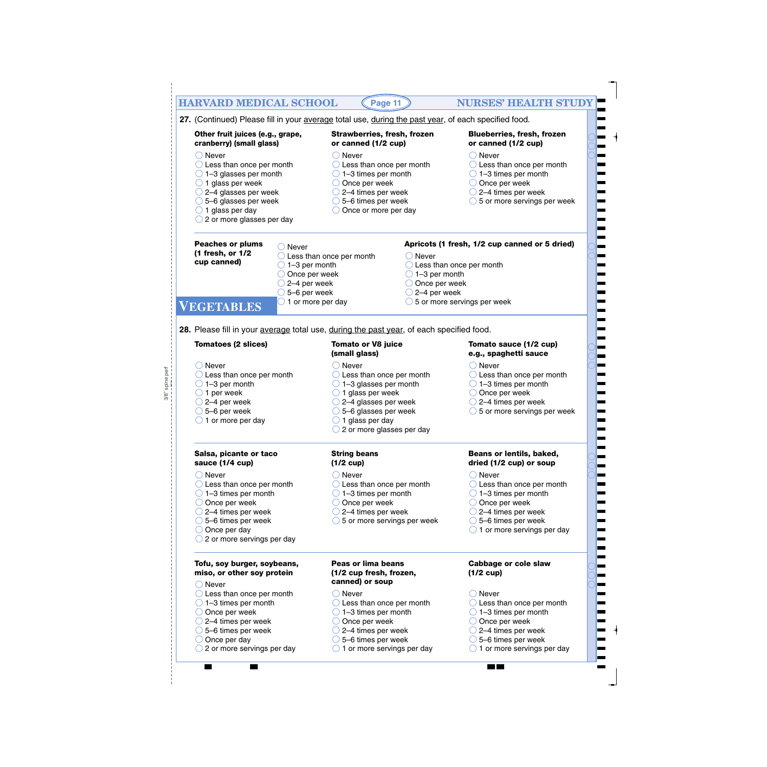**27.** (Continued) Please fill in your average total use, during the past year, of each specified food.

**Other fruit juices (e.g., grape, cranberry) (small glass)**

- ◯ Never
- ◯ Less than once per month
- ◯ 1–3 glasses per month
- ◯ 1 glass per week
- ◯ 2–4 glasses per week
- ◯ 5–6 glasses per week
- ◯ 1 glass per day
- ◯ 2 or more glasses per day

**Strawberries, fresh, frozen or canned (1/2 cup)**

- ◯ Never
- ◯ Less than once per month
- ◯ 1–3 times per month
- ◯ Once per week
- ◯ 2–4 times per week
- ◯ 5–6 times per week
- ◯ Once or more per day

**Blueberries, fresh, frozen or canned (1/2 cup)**

- ◯ Never
- ◯ Less than once per month
- ◯ 1–3 times per month
- ◯ Once per week
- ◯ 2–4 times per week
- ◯ 5 or more servings per week

**Peaches or plums (1 fresh, or 1/2 cup canned)**

- ◯ Never
- ◯ Less than once per month
- ◯ 1–3 per month
- ◯ Once per week
- ◯ 2–4 per week
- ◯ 5–6 per week
- ◯ 1 or more per day

**Apricots (1 fresh, 1/2 cup canned or 5 dried)**

- ◯ Never
- ◯ Less than once per month
- ◯ 1–3 per month
- ◯ Once per week
- ◯ 2–4 per week
- ◯ 5 or more servings per week

# VEGETABLES

**28.** Please fill in your average total use, during the past year, of each specified food.

**Tomatoes (2 slices)**

- ◯ Never
- ◯ Less than once per month
- ◯ 1–3 per month
- ◯ 1 per week
- ◯ 2–4 per week
- ◯ 5–6 per week
- ◯ 1 or more per day

**Tomato or V8 juice (small glass)**

- ◯ Never
- ◯ Less than once per month
- ◯ 1–3 glasses per month
- ◯ 1 glass per week
- ◯ 2–4 glasses per week
- ◯ 5–6 glasses per week
- ◯ 1 glass per day
- ◯ 2 or more glasses per day

**Tomato sauce (1/2 cup) e.g., spaghetti sauce**

- ◯ Never
- ◯ Less than once per month
- ◯ 1–3 times per month
- ◯ Once per week
- ◯ 2–4 times per week
- ◯ 5 or more servings per week

**Salsa, picante or taco sauce (1/4 cup)**

- ◯ Never
- ◯ Less than once per month
- ◯ 1–3 times per month
- ◯ Once per week
- ◯ 2–4 times per week
- ◯ 5–6 times per week
- ◯ Once per day
- ◯ 2 or more servings per day

**String beans (1/2 cup)**

- ◯ Never
- ◯ Less than once per month
- ◯ 1–3 times per month
- ◯ Once per week
- ◯ 2–4 times per week
- ◯ 5 or more servings per week

**Beans or lentils, baked, dried (1/2 cup) or soup**

- ◯ Never
- ◯ Less than once per month
- ◯ 1–3 times per month
- ◯ Once per week
- ◯ 2–4 times per week
- ◯ 5–6 times per week
- ◯ 1 or more servings per day

**Tofu, soy burger, soybeans, miso, or other soy protein**

- ◯ Never
- ◯ Less than once per month
- ◯ 1–3 times per month
- ◯ Once per week
- ◯ 2–4 times per week
- ◯ 5–6 times per week
- ◯ Once per day
- ◯ 2 or more servings per day

**Peas or lima beans (1/2 cup fresh, frozen, canned) or soup**

- ◯ Never
- ◯ Less than once per month
- ◯ 1–3 times per month
- ◯ Once per week
- ◯ 2–4 times per week
- ◯ 5–6 times per week
- ◯ 1 or more servings per day

**Cabbage or cole slaw (1/2 cup)**

- ◯ Never
- ◯ Less than once per month
- ◯ 1–3 times per month
- ◯ Once per week
- ◯ 2–4 times per week
- ◯ 5–6 times per week
- ◯ 1 or more servings per day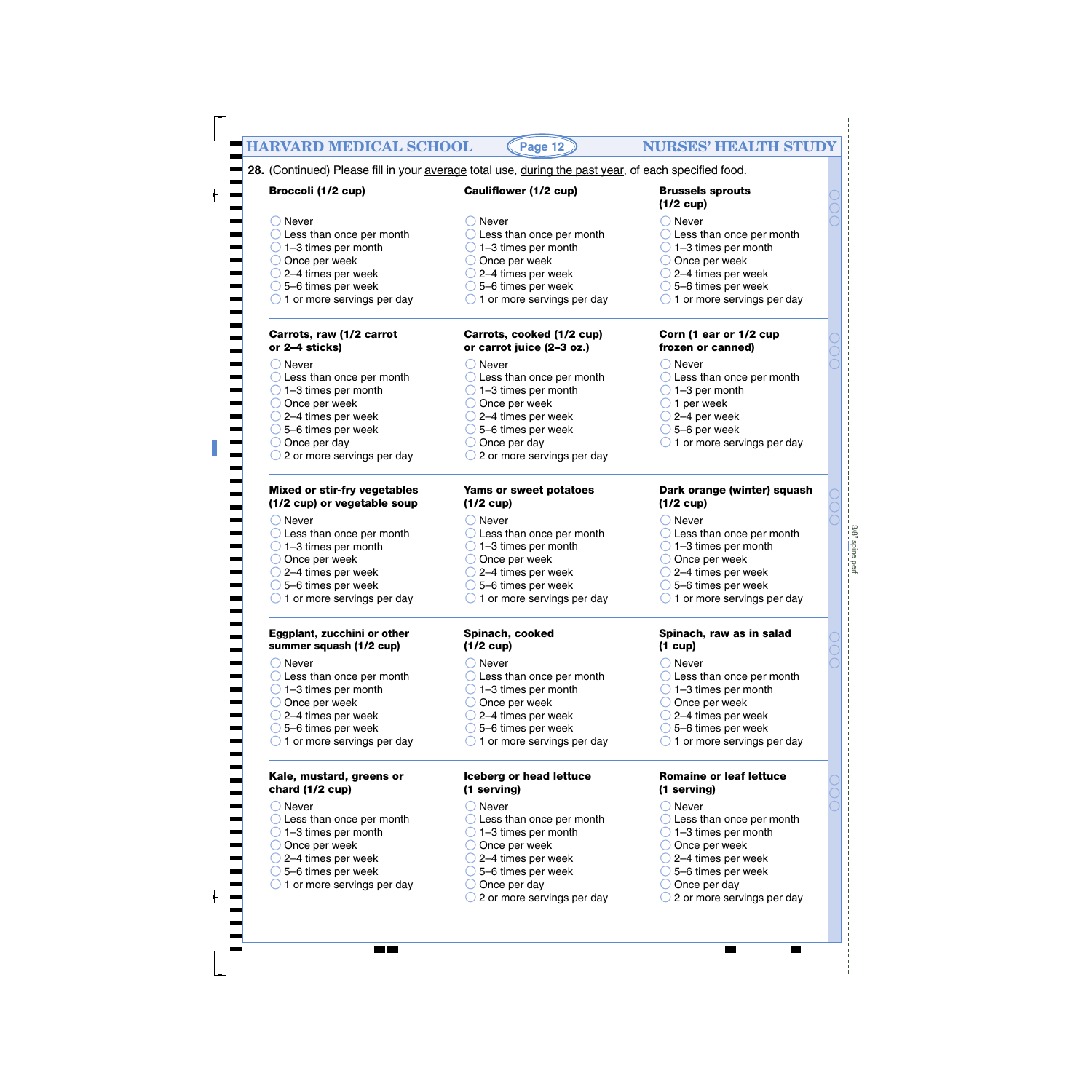**28.** (Continued) Please fill in your average total use, during the past year, of each specified food.

**Broccoli (1/2 cup)**

- Never
- Less than once per month
- 1–3 times per month
- Once per week
- 2–4 times per week
- 5–6 times per week
- 1 or more servings per day

**Cauliflower (1/2 cup)**

- Never
- Less than once per month
- 1–3 times per month
- Once per week
- 2–4 times per week
- 5–6 times per week
- 1 or more servings per day

**Brussels sprouts (1/2 cup)**

- Never
- Less than once per month
- 1–3 times per month
- Once per week
- 2–4 times per week
- 5–6 times per week
- 1 or more servings per day

**Carrots, raw (1/2 carrot or 2–4 sticks)**

- Never
- Less than once per month
- 1–3 times per month
- Once per week
- 2–4 times per week
- 5–6 times per week
- Once per day
- 2 or more servings per day

**Carrots, cooked (1/2 cup) or carrot juice (2–3 oz.)**

- Never
- Less than once per month
- 1–3 times per month
- Once per week
- 2–4 times per week
- 5–6 times per week
- Once per day
- 2 or more servings per day

**Corn (1 ear or 1/2 cup frozen or canned)**

- Never
- Less than once per month
- 1–3 per month
- 1 per week
- 2–4 per week
- 5–6 per week
- 1 or more servings per day

**Mixed or stir-fry vegetables (1/2 cup) or vegetable soup**

- Never
- Less than once per month
- 1–3 times per month
- Once per week
- 2–4 times per week
- 5–6 times per week
- 1 or more servings per day

**Yams or sweet potatoes (1/2 cup)**

- Never
- Less than once per month
- 1–3 times per month
- Once per week
- 2–4 times per week
- 5–6 times per week
- 1 or more servings per day

**Dark orange (winter) squash (1/2 cup)**

- Never
- Less than once per month
- 1–3 times per month
- Once per week
- 2–4 times per week
- 5–6 times per week
- 1 or more servings per day

**Eggplant, zucchini or other summer squash (1/2 cup)**

- Never
- Less than once per month
- 1–3 times per month
- Once per week
- 2–4 times per week
- 5–6 times per week
- 1 or more servings per day

**Spinach, cooked (1/2 cup)**

- Never
- Less than once per month
- 1–3 times per month
- Once per week
- 2–4 times per week
- 5–6 times per week
- 1 or more servings per day

**Spinach, raw as in salad (1 cup)**

- Never
- Less than once per month
- 1–3 times per month
- Once per week
- 2–4 times per week
- 5–6 times per week
- 1 or more servings per day

**Kale, mustard, greens or chard (1/2 cup)**

- Never
- Less than once per month
- 1–3 times per month
- Once per week
- 2–4 times per week
- 5–6 times per week
- 1 or more servings per day

**Iceberg or head lettuce (1 serving)**

- Never
- Less than once per month
- 1–3 times per month
- Once per week
- 2–4 times per week
- 5–6 times per week
- Once per day
- 2 or more servings per day

**Romaine or leaf lettuce (1 serving)**

- Never
- Less than once per month
- 1–3 times per month
- Once per week
- 2–4 times per week
- 5–6 times per week
- Once per day
- 2 or more servings per day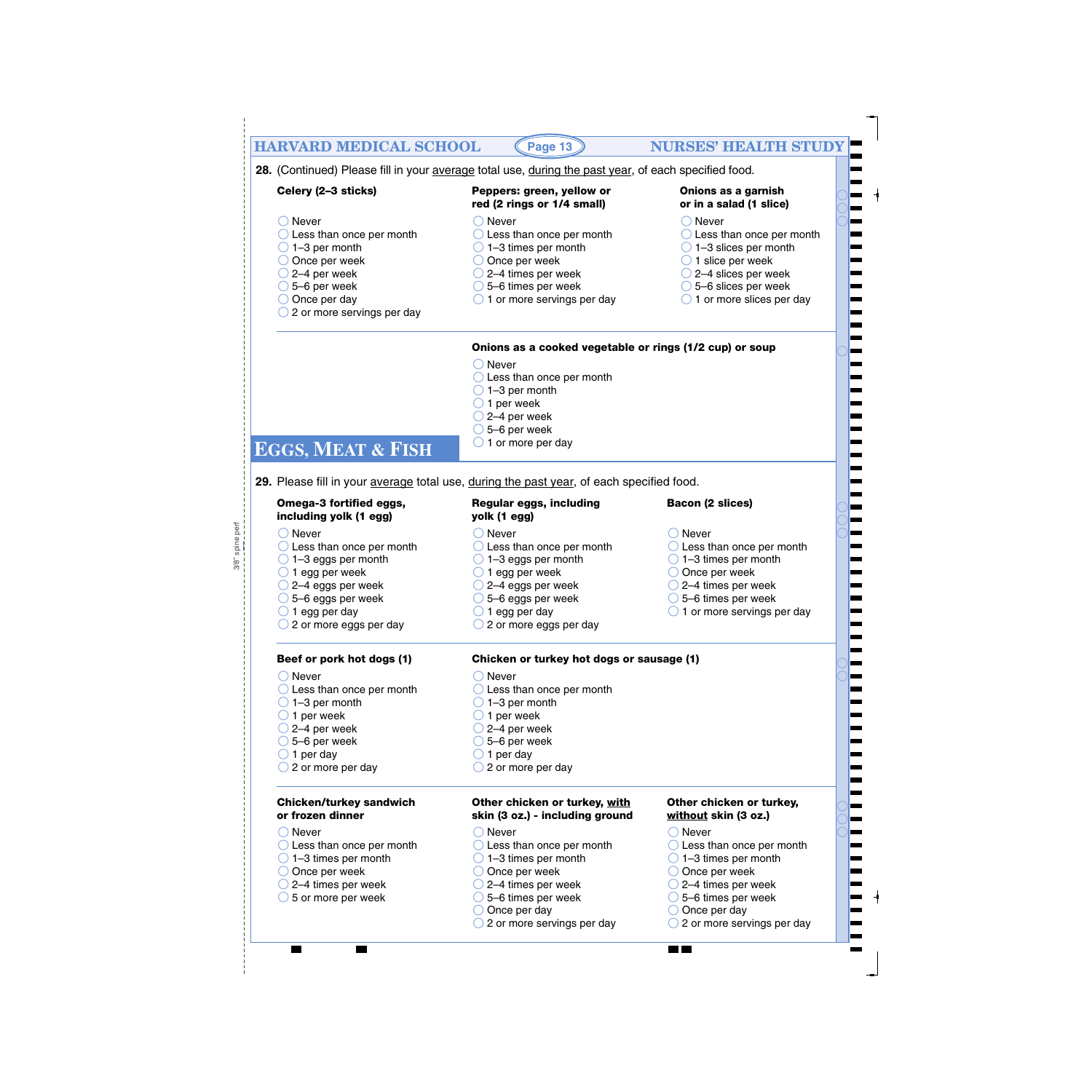**28.** (Continued) Please fill in your average total use, during the past year, of each specified food.

**Celery (2–3 sticks)**

- Never
- Less than once per month
- 1–3 per month
- Once per week
- 2–4 per week
- 5–6 per week
- Once per day
- 2 or more servings per day

**Peppers: green, yellow or red (2 rings or 1/4 small)**

- Never
- Less than once per month
- 1–3 times per month
- Once per week
- 2–4 times per week
- 5–6 times per week
- 1 or more servings per day

**Onions as a garnish or in a salad (1 slice)**

- Never
- Less than once per month
- 1–3 slices per month
- 1 slice per week
- 2–4 slices per week
- 5–6 slices per week
- 1 or more slices per day

**Onions as a cooked vegetable or rings (1/2 cup) or soup**

- Never
- Less than once per month
- 1–3 per month
- 1 per week
- 2–4 per week
- 5–6 per week
- 1 or more per day

## EGGS, MEAT & FISH

**29.** Please fill in your average total use, during the past year, of each specified food.

**Omega-3 fortified eggs, including yolk (1 egg)**

- Never
- Less than once per month
- 1–3 eggs per month
- 1 egg per week
- 2–4 eggs per week
- 5–6 eggs per week
- 1 egg per day
- 2 or more eggs per day

**Regular eggs, including yolk (1 egg)**

- Never
- Less than once per month
- 1–3 eggs per month
- 1 egg per week
- 2–4 eggs per week
- 5–6 eggs per week
- 1 egg per day
- 2 or more eggs per day

**Bacon (2 slices)**

- Never
- Less than once per month
- 1–3 times per month
- Once per week
- 2–4 times per week
- 5–6 times per week
- 1 or more servings per day

**Beef or pork hot dogs (1)**

- Never
- Less than once per month
- 1–3 per month
- 1 per week
- 2–4 per week
- 5–6 per week
- 1 per day
- 2 or more per day

**Chicken or turkey hot dogs or sausage (1)**

- Never
- Less than once per month
- 1–3 per month
- 1 per week
- 2–4 per week
- 5–6 per week
- 1 per day
- 2 or more per day

**Chicken/turkey sandwich or frozen dinner**

- Never
- Less than once per month
- 1–3 times per month
- Once per week
- 2–4 times per week
- 5 or more per week

**Other chicken or turkey, with skin (3 oz.) - including ground**

- Never
- Less than once per month
- 1–3 times per month
- Once per week
- 2–4 times per week
- 5–6 times per week
- Once per day
- 2 or more servings per day

**Other chicken or turkey, without skin (3 oz.)**

- Never
- Less than once per month
- 1–3 times per month
- Once per week
- 2–4 times per week
- 5–6 times per week
- Once per day
- 2 or more servings per day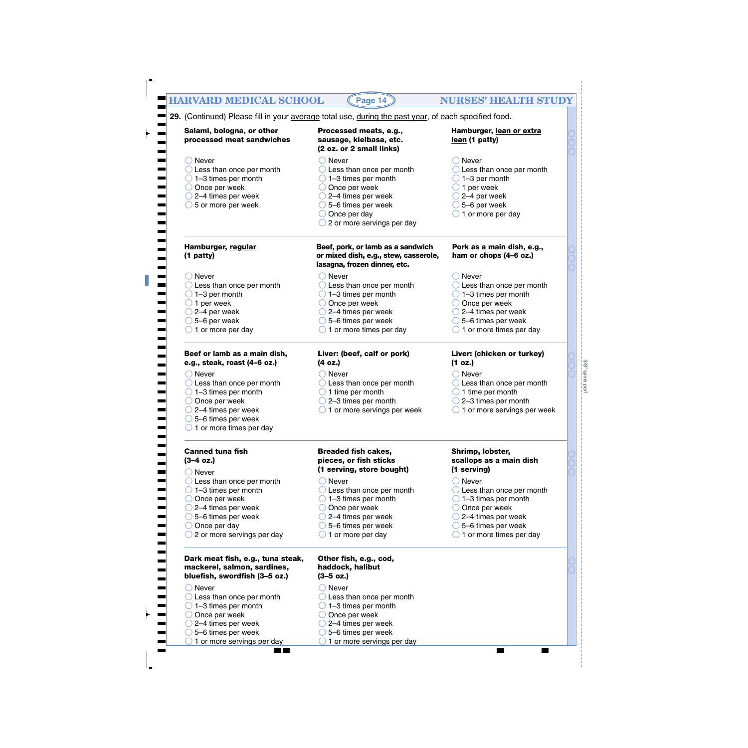**29.** (Continued) Please fill in your <u>average</u> total use, <u>during the past year</u>, of each specified food.

**Salami, bologna, or other processed meat sandwiches**

- ◯ Never
- ◯ Less than once per month
- ◯ 1–3 times per month
- ◯ Once per week
- ◯ 2–4 times per week
- ◯ 5 or more per week

**Processed meats, e.g., sausage, kielbasa, etc. (2 oz. or 2 small links)**

- ◯ Never
- ◯ Less than once per month
- ◯ 1–3 times per month
- ◯ Once per week
- ◯ 2–4 times per week
- ◯ 5–6 times per week
- ◯ Once per day
- ◯ 2 or more servings per day

**Hamburger, <u>lean or extra lean</u> (1 patty)**

- ◯ Never
- ◯ Less than once per month
- ◯ 1–3 per month
- ◯ 1 per week
- ◯ 2–4 per week
- ◯ 5–6 per week
- ◯ 1 or more per day

**Hamburger, <u>regular</u> (1 patty)**

- ◯ Never
- ◯ Less than once per month
- ◯ 1–3 per month
- ◯ 1 per week
- ◯ 2–4 per week
- ◯ 5–6 per week
- ◯ 1 or more per day

**Beef, pork, or lamb as a sandwich or mixed dish, e.g., stew, casserole, lasagna, frozen dinner, etc.**

- ◯ Never
- ◯ Less than once per month
- ◯ 1–3 times per month
- ◯ Once per week
- ◯ 2–4 times per week
- ◯ 5–6 times per week
- ◯ 1 or more times per day

**Pork as a main dish, e.g., ham or chops (4–6 oz.)**

- ◯ Never
- ◯ Less than once per month
- ◯ 1–3 times per month
- ◯ Once per week
- ◯ 2–4 times per week
- ◯ 5–6 times per week
- ◯ 1 or more times per day

**Beef or lamb as a main dish, e.g., steak, roast (4–6 oz.)**

- ◯ Never
- ◯ Less than once per month
- ◯ 1–3 times per month
- ◯ Once per week
- ◯ 2–4 times per week
- ◯ 5–6 times per week
- ◯ 1 or more times per day

**Liver: (beef, calf or pork) (4 oz.)**

- ◯ Never
- ◯ Less than once per month
- ◯ 1 time per month
- ◯ 2–3 times per month
- ◯ 1 or more servings per week

**Liver: (chicken or turkey) (1 oz.)**

- ◯ Never
- ◯ Less than once per month
- ◯ 1 time per month
- ◯ 2–3 times per month
- ◯ 1 or more servings per week

**Canned tuna fish (3–4 oz.)**

- ◯ Never
- ◯ Less than once per month
- ◯ 1–3 times per month
- ◯ Once per week
- ◯ 2–4 times per week
- ◯ 5–6 times per week
- ◯ Once per day
- ◯ 2 or more servings per day

**Breaded fish cakes, pieces, or fish sticks (1 serving, store bought)**

- ◯ Never
- ◯ Less than once per month
- ◯ 1–3 times per month
- ◯ Once per week
- ◯ 2–4 times per week
- ◯ 5–6 times per week
- ◯ 1 or more per day

**Shrimp, lobster, scallops as a main dish (1 serving)**

- ◯ Never
- ◯ Less than once per month
- ◯ 1–3 times per month
- ◯ Once per week
- ◯ 2–4 times per week
- ◯ 5–6 times per week
- ◯ 1 or more times per day

**Dark meat fish, e.g., tuna steak, mackerel, salmon, sardines, bluefish, swordfish (3–5 oz.)**

- ◯ Never
- ◯ Less than once per month
- ◯ 1–3 times per month
- ◯ Once per week
- ◯ 2–4 times per week
- ◯ 5–6 times per week
- ◯ 1 or more servings per day

**Other fish, e.g., cod, haddock, halibut (3–5 oz.)**

- ◯ Never
- ◯ Less than once per month
- ◯ 1–3 times per month
- ◯ Once per week
- ◯ 2–4 times per week
- ◯ 5–6 times per week
- ◯ 1 or more servings per day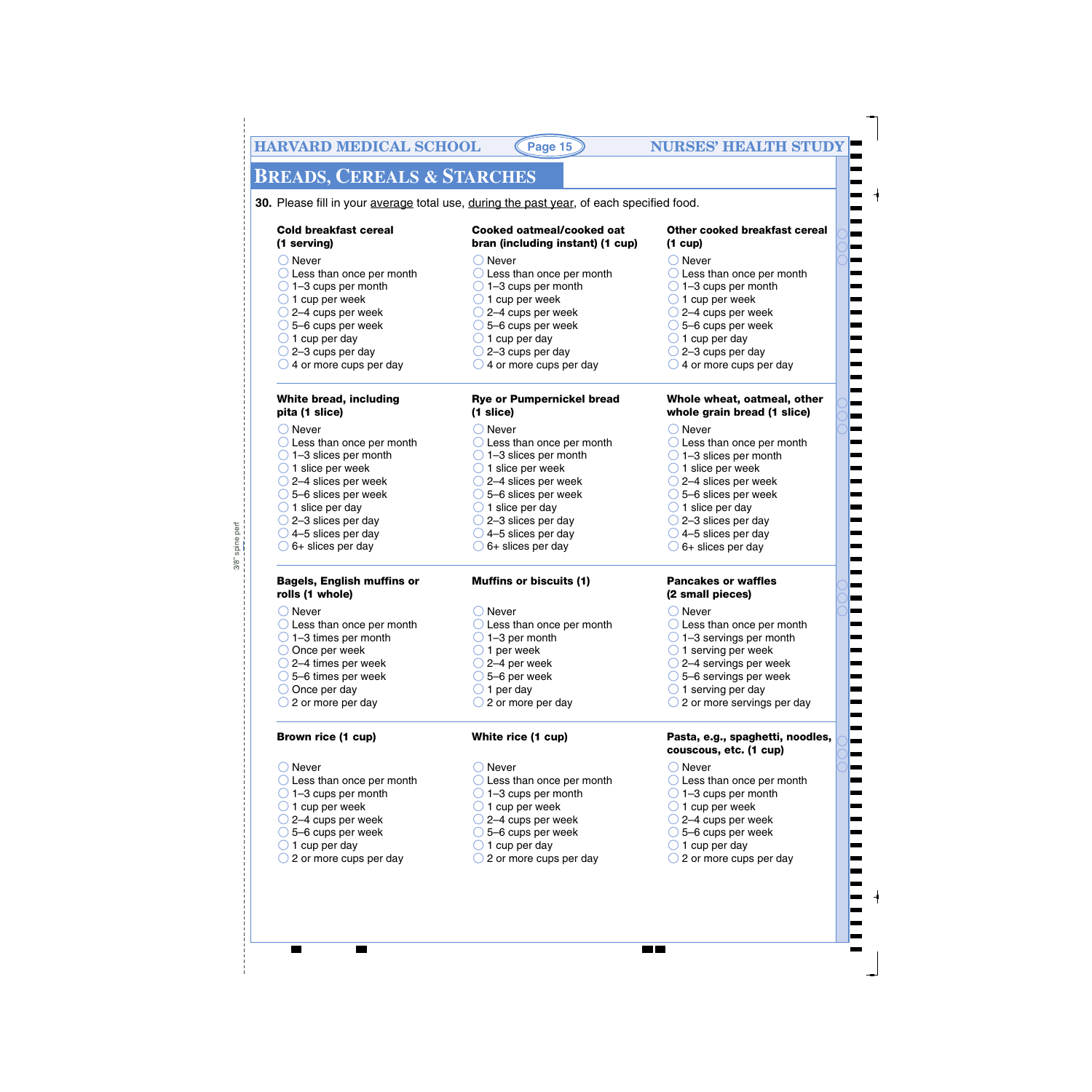## BREADS, CEREALS & STARCHES

**30.** Please fill in your average total use, during the past year, of each specified food.

**Cold breakfast cereal (1 serving)**

- ◯ Never
- ◯ Less than once per month
- ◯ 1–3 cups per month
- ◯ 1 cup per week
- ◯ 2–4 cups per week
- ◯ 5–6 cups per week
- ◯ 1 cup per day
- ◯ 2–3 cups per day
- ◯ 4 or more cups per day

**Cooked oatmeal/cooked oat bran (including instant) (1 cup)**

- ◯ Never
- ◯ Less than once per month
- ◯ 1–3 cups per month
- ◯ 1 cup per week
- ◯ 2–4 cups per week
- ◯ 5–6 cups per week
- ◯ 1 cup per day
- ◯ 2–3 cups per day
- ◯ 4 or more cups per day

**Other cooked breakfast cereal (1 cup)**

- ◯ Never
- ◯ Less than once per month
- ◯ 1–3 cups per month
- ◯ 1 cup per week
- ◯ 2–4 cups per week
- ◯ 5–6 cups per week
- ◯ 1 cup per day
- ◯ 2–3 cups per day
- ◯ 4 or more cups per day

**White bread, including pita (1 slice)**

- ◯ Never
- ◯ Less than once per month
- ◯ 1–3 slices per month
- ◯ 1 slice per week
- ◯ 2–4 slices per week
- ◯ 5–6 slices per week
- ◯ 1 slice per day
- ◯ 2–3 slices per day
- ◯ 4–5 slices per day
- ◯ 6+ slices per day

**Rye or Pumpernickel bread (1 slice)**

- ◯ Never
- ◯ Less than once per month
- ◯ 1–3 slices per month
- ◯ 1 slice per week
- ◯ 2–4 slices per week
- ◯ 5–6 slices per week
- ◯ 1 slice per day
- ◯ 2–3 slices per day
- ◯ 4–5 slices per day
- ◯ 6+ slices per day

**Whole wheat, oatmeal, other whole grain bread (1 slice)**

- ◯ Never
- ◯ Less than once per month
- ◯ 1–3 slices per month
- ◯ 1 slice per week
- ◯ 2–4 slices per week
- ◯ 5–6 slices per week
- ◯ 1 slice per day
- ◯ 2–3 slices per day
- ◯ 4–5 slices per day
- ◯ 6+ slices per day

**Bagels, English muffins or rolls (1 whole)**

- ◯ Never
- ◯ Less than once per month
- ◯ 1–3 times per month
- ◯ Once per week
- ◯ 2–4 times per week
- ◯ 5–6 times per week
- ◯ Once per day
- ◯ 2 or more per day

**Muffins or biscuits (1)**

- ◯ Never
- ◯ Less than once per month
- ◯ 1–3 per month
- ◯ 1 per week
- ◯ 2–4 per week
- ◯ 5–6 per week
- ◯ 1 per day
- ◯ 2 or more per day

**Pancakes or waffles (2 small pieces)**

- ◯ Never
- ◯ Less than once per month
- ◯ 1–3 servings per month
- ◯ 1 serving per week
- ◯ 2–4 servings per week
- ◯ 5–6 servings per week
- ◯ 1 serving per day
- ◯ 2 or more servings per day

**Brown rice (1 cup)**

- ◯ Never
- ◯ Less than once per month
- ◯ 1–3 cups per month
- ◯ 1 cup per week
- ◯ 2–4 cups per week
- ◯ 5–6 cups per week
- ◯ 1 cup per day
- ◯ 2 or more cups per day

**White rice (1 cup)**

- ◯ Never
- ◯ Less than once per month
- ◯ 1–3 cups per month
- ◯ 1 cup per week
- ◯ 2–4 cups per week
- ◯ 5–6 cups per week
- ◯ 1 cup per day
- ◯ 2 or more cups per day

**Pasta, e.g., spaghetti, noodles, couscous, etc. (1 cup)**

- ◯ Never
- ◯ Less than once per month
- ◯ 1–3 cups per month
- ◯ 1 cup per week
- ◯ 2–4 cups per week
- ◯ 5–6 cups per week
- ◯ 1 cup per day
- ◯ 2 or more cups per day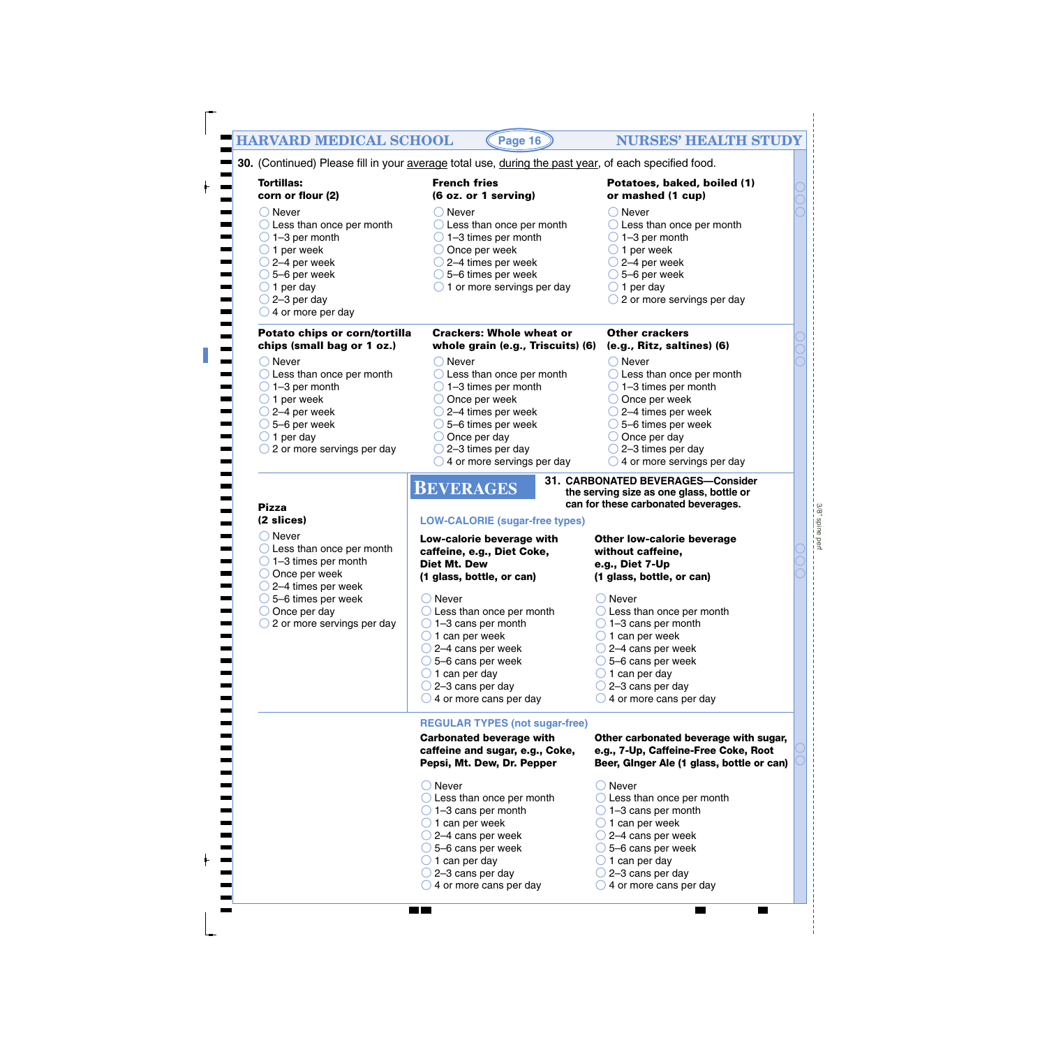**30.** (Continued) Please fill in your average total use, during the past year, of each specified food.

**Tortillas: corn or flour (2)**

- ◯ Never
- ◯ Less than once per month
- ◯ 1–3 per month
- ◯ 1 per week
- ◯ 2–4 per week
- ◯ 5–6 per week
- ◯ 1 per day
- ◯ 2–3 per day
- ◯ 4 or more per day

**French fries (6 oz. or 1 serving)**

- ◯ Never
- ◯ Less than once per month
- ◯ 1–3 times per month
- ◯ Once per week
- ◯ 2–4 times per week
- ◯ 5–6 times per week
- ◯ 1 or more servings per day

**Potatoes, baked, boiled (1) or mashed (1 cup)**

- ◯ Never
- ◯ Less than once per month
- ◯ 1–3 per month
- ◯ 1 per week
- ◯ 2–4 per week
- ◯ 5–6 per week
- ◯ 1 per day
- ◯ 2 or more servings per day

**Potato chips or corn/tortilla chips (small bag or 1 oz.)**

- ◯ Never
- ◯ Less than once per month
- ◯ 1–3 per month
- ◯ 1 per week
- ◯ 2–4 per week
- ◯ 5–6 per week
- ◯ 1 per day
- ◯ 2 or more servings per day

**Crackers: Whole wheat or whole grain (e.g., Triscuits) (6)**

- ◯ Never
- ◯ Less than once per month
- ◯ 1–3 times per month
- ◯ Once per week
- ◯ 2–4 times per week
- ◯ 5–6 times per week
- ◯ Once per day
- ◯ 2–3 times per day
- ◯ 4 or more servings per day

**Other crackers (e.g., Ritz, saltines) (6)**

- ◯ Never
- ◯ Less than once per month
- ◯ 1–3 times per month
- ◯ Once per week
- ◯ 2–4 times per week
- ◯ 5–6 times per week
- ◯ Once per day
- ◯ 2–3 times per day
- ◯ 4 or more servings per day

**Pizza (2 slices)**

- ◯ Never
- ◯ Less than once per month
- ◯ 1–3 times per month
- ◯ Once per week
- ◯ 2–4 times per week
- ◯ 5–6 times per week
- ◯ Once per day
- ◯ 2 or more servings per day

# BEVERAGES

**31. CARBONATED BEVERAGES—Consider the serving size as one glass, bottle or can for these carbonated beverages.**

## LOW-CALORIE (sugar-free types)

**Low-calorie beverage with caffeine, e.g., Diet Coke, Diet Mt. Dew (1 glass, bottle, or can)**

- ◯ Never
- ◯ Less than once per month
- ◯ 1–3 cans per month
- ◯ 1 can per week
- ◯ 2–4 cans per week
- ◯ 5–6 cans per week
- ◯ 1 can per day
- ◯ 2–3 cans per day
- ◯ 4 or more cans per day

**Other low-calorie beverage without caffeine, e.g., Diet 7-Up (1 glass, bottle, or can)**

- ◯ Never
- ◯ Less than once per month
- ◯ 1–3 cans per month
- ◯ 1 can per week
- ◯ 2–4 cans per week
- ◯ 5–6 cans per week
- ◯ 1 can per day
- ◯ 2–3 cans per day
- ◯ 4 or more cans per day

## REGULAR TYPES (not sugar-free)

**Carbonated beverage with caffeine and sugar, e.g., Coke, Pepsi, Mt. Dew, Dr. Pepper**

- ◯ Never
- ◯ Less than once per month
- ◯ 1–3 cans per month
- ◯ 1 can per week
- ◯ 2–4 cans per week
- ◯ 5–6 cans per week
- ◯ 1 can per day
- ◯ 2–3 cans per day
- ◯ 4 or more cans per day

**Other carbonated beverage with sugar, e.g., 7-Up, Caffeine-Free Coke, Root Beer, GInger Ale (1 glass, bottle or can)**

- ◯ Never
- ◯ Less than once per month
- ◯ 1–3 cans per month
- ◯ 1 can per week
- ◯ 2–4 cans per week
- ◯ 5–6 cans per week
- ◯ 1 can per day
- ◯ 2–3 cans per day
- ◯ 4 or more cans per day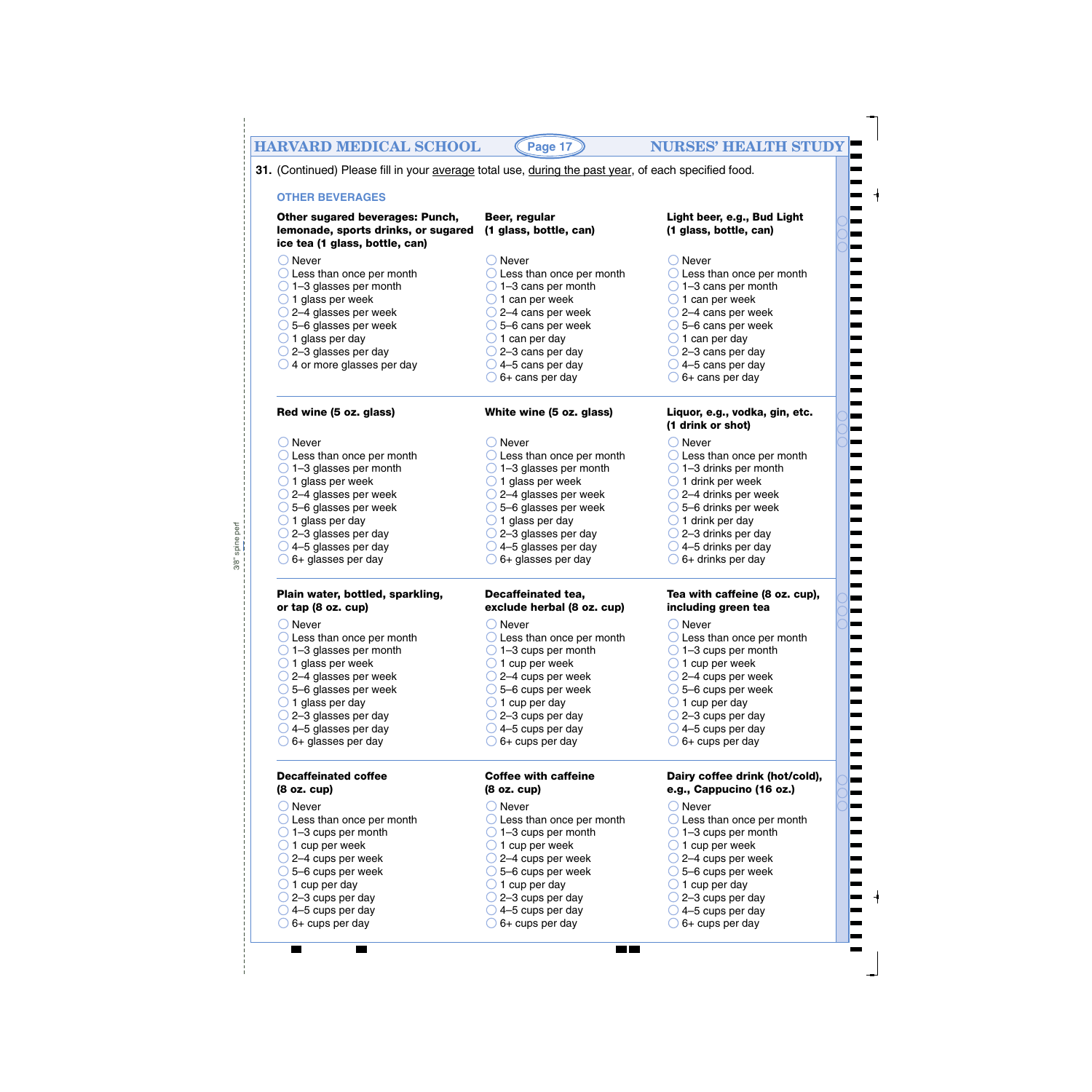**31.** (Continued) Please fill in your average total use, during the past year, of each specified food.

### OTHER BEVERAGES

**Other sugared beverages: Punch, lemonade, sports drinks, or sugared ice tea (1 glass, bottle, can)**

- ◯ Never
- ◯ Less than once per month
- ◯ 1–3 glasses per month
- ◯ 1 glass per week
- ◯ 2–4 glasses per week
- ◯ 5–6 glasses per week
- ◯ 1 glass per day
- ◯ 2–3 glasses per day
- ◯ 4 or more glasses per day

**Beer, regular (1 glass, bottle, can)**

- ◯ Never
- ◯ Less than once per month
- ◯ 1–3 cans per month
- ◯ 1 can per week
- ◯ 2–4 cans per week
- ◯ 5–6 cans per week
- ◯ 1 can per day
- ◯ 2–3 cans per day
- ◯ 4–5 cans per day
- ◯ 6+ cans per day

**Light beer, e.g., Bud Light (1 glass, bottle, can)**

- ◯ Never
- ◯ Less than once per month
- ◯ 1–3 cans per month
- ◯ 1 can per week
- ◯ 2–4 cans per week
- ◯ 5–6 cans per week
- ◯ 1 can per day
- ◯ 2–3 cans per day
- ◯ 4–5 cans per day
- ◯ 6+ cans per day

**Red wine (5 oz. glass)**

- ◯ Never
- ◯ Less than once per month
- ◯ 1–3 glasses per month
- ◯ 1 glass per week
- ◯ 2–4 glasses per week
- ◯ 5–6 glasses per week
- ◯ 1 glass per day
- ◯ 2–3 glasses per day
- ◯ 4–5 glasses per day
- ◯ 6+ glasses per day

**White wine (5 oz. glass)**

- ◯ Never
- ◯ Less than once per month
- ◯ 1–3 glasses per month
- ◯ 1 glass per week
- ◯ 2–4 glasses per week
- ◯ 5–6 glasses per week
- ◯ 1 glass per day
- ◯ 2–3 glasses per day
- ◯ 4–5 glasses per day
- ◯ 6+ glasses per day

**Liquor, e.g., vodka, gin, etc. (1 drink or shot)**

- ◯ Never
- ◯ Less than once per month
- ◯ 1–3 drinks per month
- ◯ 1 drink per week
- ◯ 2–4 drinks per week
- ◯ 5–6 drinks per week
- ◯ 1 drink per day
- ◯ 2–3 drinks per day
- ◯ 4–5 drinks per day
- ◯ 6+ drinks per day

**Plain water, bottled, sparkling, or tap (8 oz. cup)**

- ◯ Never
- ◯ Less than once per month
- ◯ 1–3 glasses per month
- ◯ 1 glass per week
- ◯ 2–4 glasses per week
- ◯ 5–6 glasses per week
- ◯ 1 glass per day
- ◯ 2–3 glasses per day
- ◯ 4–5 glasses per day
- ◯ 6+ glasses per day

**Decaffeinated tea, exclude herbal (8 oz. cup)**

- ◯ Never
- ◯ Less than once per month
- ◯ 1–3 cups per month
- ◯ 1 cup per week
- ◯ 2–4 cups per week
- ◯ 5–6 cups per week
- ◯ 1 cup per day
- ◯ 2–3 cups per day
- ◯ 4–5 cups per day
- ◯ 6+ cups per day

**Tea with caffeine (8 oz. cup), including green tea**

- ◯ Never
- ◯ Less than once per month
- ◯ 1–3 cups per month
- ◯ 1 cup per week
- ◯ 2–4 cups per week
- ◯ 5–6 cups per week
- ◯ 1 cup per day
- ◯ 2–3 cups per day
- ◯ 4–5 cups per day
- ◯ 6+ cups per day

**Decaffeinated coffee (8 oz. cup)**

- ◯ Never
- ◯ Less than once per month
- ◯ 1–3 cups per month
- ◯ 1 cup per week
- ◯ 2–4 cups per week
- ◯ 5–6 cups per week
- ◯ 1 cup per day
- ◯ 2–3 cups per day
- ◯ 4–5 cups per day
- ◯ 6+ cups per day

**Coffee with caffeine (8 oz. cup)**

- ◯ Never
- ◯ Less than once per month
- ◯ 1–3 cups per month
- ◯ 1 cup per week
- ◯ 2–4 cups per week
- ◯ 5–6 cups per week
- ◯ 1 cup per day
- ◯ 2–3 cups per day
- ◯ 4–5 cups per day
- ◯ 6+ cups per day

**Dairy coffee drink (hot/cold), e.g., Cappucino (16 oz.)**

- ◯ Never
- ◯ Less than once per month
- ◯ 1–3 cups per month
- ◯ 1 cup per week
- ◯ 2–4 cups per week
- ◯ 5–6 cups per week
- ◯ 1 cup per day
- ◯ 2–3 cups per day
- ◯ 4–5 cups per day
- ◯ 6+ cups per day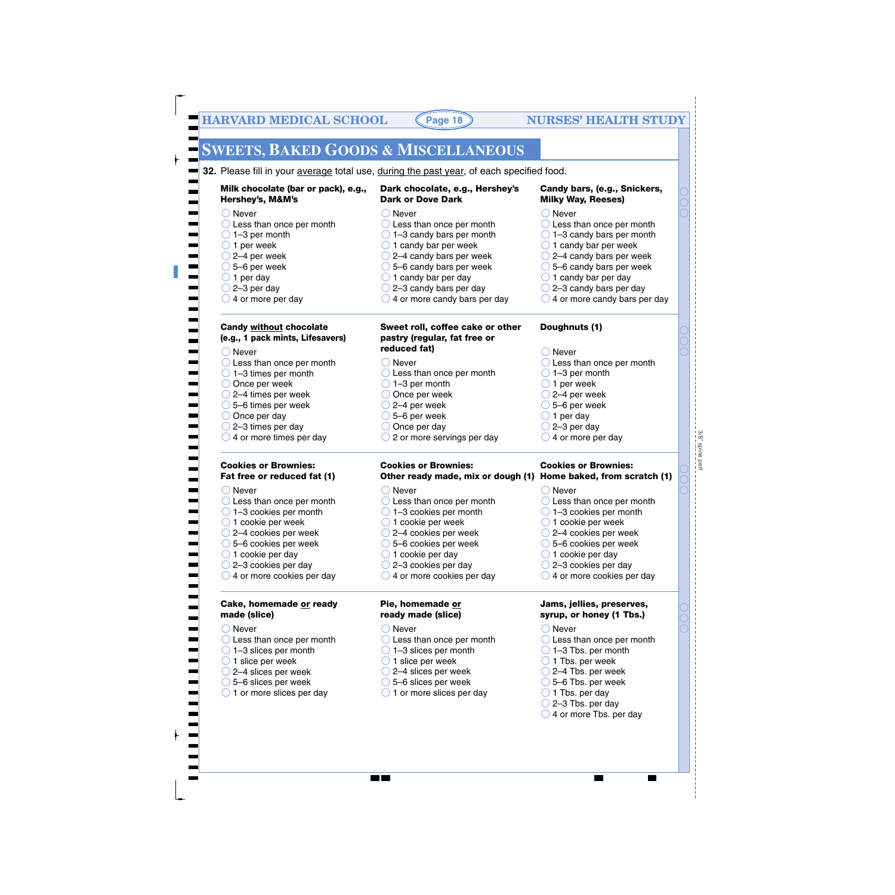# SWEETS, BAKED GOODS & MISCELLANEOUS

**32.** Please fill in your average total use, during the past year, of each specified food.

**Milk chocolate (bar or pack), e.g., Hershey's, M&M's**

- ◯ Never
- ◯ Less than once per month
- ◯ 1–3 per month
- ◯ 1 per week
- ◯ 2–4 per week
- ◯ 5–6 per week
- ◯ 1 per day
- ◯ 2–3 per day
- ◯ 4 or more per day

**Dark chocolate, e.g., Hershey's Dark or Dove Dark**

- ◯ Never
- ◯ Less than once per month
- ◯ 1–3 candy bars per month
- ◯ 1 candy bar per week
- ◯ 2–4 candy bars per week
- ◯ 5–6 candy bars per week
- ◯ 1 candy bar per day
- ◯ 2–3 candy bars per day
- ◯ 4 or more candy bars per day

**Candy bars, (e.g., Snickers, Milky Way, Reeses)**

- ◯ Never
- ◯ Less than once per month
- ◯ 1–3 candy bars per month
- ◯ 1 candy bar per week
- ◯ 2–4 candy bars per week
- ◯ 5–6 candy bars per week
- ◯ 1 candy bar per day
- ◯ 2–3 candy bars per day
- ◯ 4 or more candy bars per day

**Candy without chocolate (e.g., 1 pack mints, Lifesavers)**

- ◯ Never
- ◯ Less than once per month
- ◯ 1–3 times per month
- ◯ Once per week
- ◯ 2–4 times per week
- ◯ 5–6 times per week
- ◯ Once per day
- ◯ 2–3 times per day
- ◯ 4 or more times per day

**Sweet roll, coffee cake or other pastry (regular, fat free or reduced fat)**

- ◯ Never
- ◯ Less than once per month
- ◯ 1–3 per month
- ◯ Once per week
- ◯ 2–4 per week
- ◯ 5–6 per week
- ◯ Once per day
- ◯ 2 or more servings per day

**Doughnuts (1)**

- ◯ Never
- ◯ Less than once per month
- ◯ 1–3 per month
- ◯ 1 per week
- ◯ 2–4 per week
- ◯ 5–6 per week
- ◯ 1 per day
- ◯ 2–3 per day
- ◯ 4 or more per day

**Cookies or Brownies: Fat free or reduced fat (1)**

- ◯ Never
- ◯ Less than once per month
- ◯ 1–3 cookies per month
- ◯ 1 cookie per week
- ◯ 2–4 cookies per week
- ◯ 5–6 cookies per week
- ◯ 1 cookie per day
- ◯ 2–3 cookies per day
- ◯ 4 or more cookies per day

**Cookies or Brownies: Other ready made, mix or dough (1)**

- ◯ Never
- ◯ Less than once per month
- ◯ 1–3 cookies per month
- ◯ 1 cookie per week
- ◯ 2–4 cookies per week
- ◯ 5–6 cookies per week
- ◯ 1 cookie per day
- ◯ 2–3 cookies per day
- ◯ 4 or more cookies per day

**Cookies or Brownies: Home baked, from scratch (1)**

- ◯ Never
- ◯ Less than once per month
- ◯ 1–3 cookies per month
- ◯ 1 cookie per week
- ◯ 2–4 cookies per week
- ◯ 5–6 cookies per week
- ◯ 1 cookie per day
- ◯ 2–3 cookies per day
- ◯ 4 or more cookies per day

**Cake, homemade or ready made (slice)**

- ◯ Never
- ◯ Less than once per month
- ◯ 1–3 slices per month
- ◯ 1 slice per week
- ◯ 2–4 slices per week
- ◯ 5–6 slices per week
- ◯ 1 or more slices per day

**Pie, homemade or ready made (slice)**

- ◯ Never
- ◯ Less than once per month
- ◯ 1–3 slices per month
- ◯ 1 slice per week
- ◯ 2–4 slices per week
- ◯ 5–6 slices per week
- ◯ 1 or more slices per day

**Jams, jellies, preserves, syrup, or honey (1 Tbs.)**

- ◯ Never
- ◯ Less than once per month
- ◯ 1–3 Tbs. per month
- ◯ 1 Tbs. per week
- ◯ 2–4 Tbs. per week
- ◯ 5–6 Tbs. per week
- ◯ 1 Tbs. per day
- ◯ 2–3 Tbs. per day
- ◯ 4 or more Tbs. per day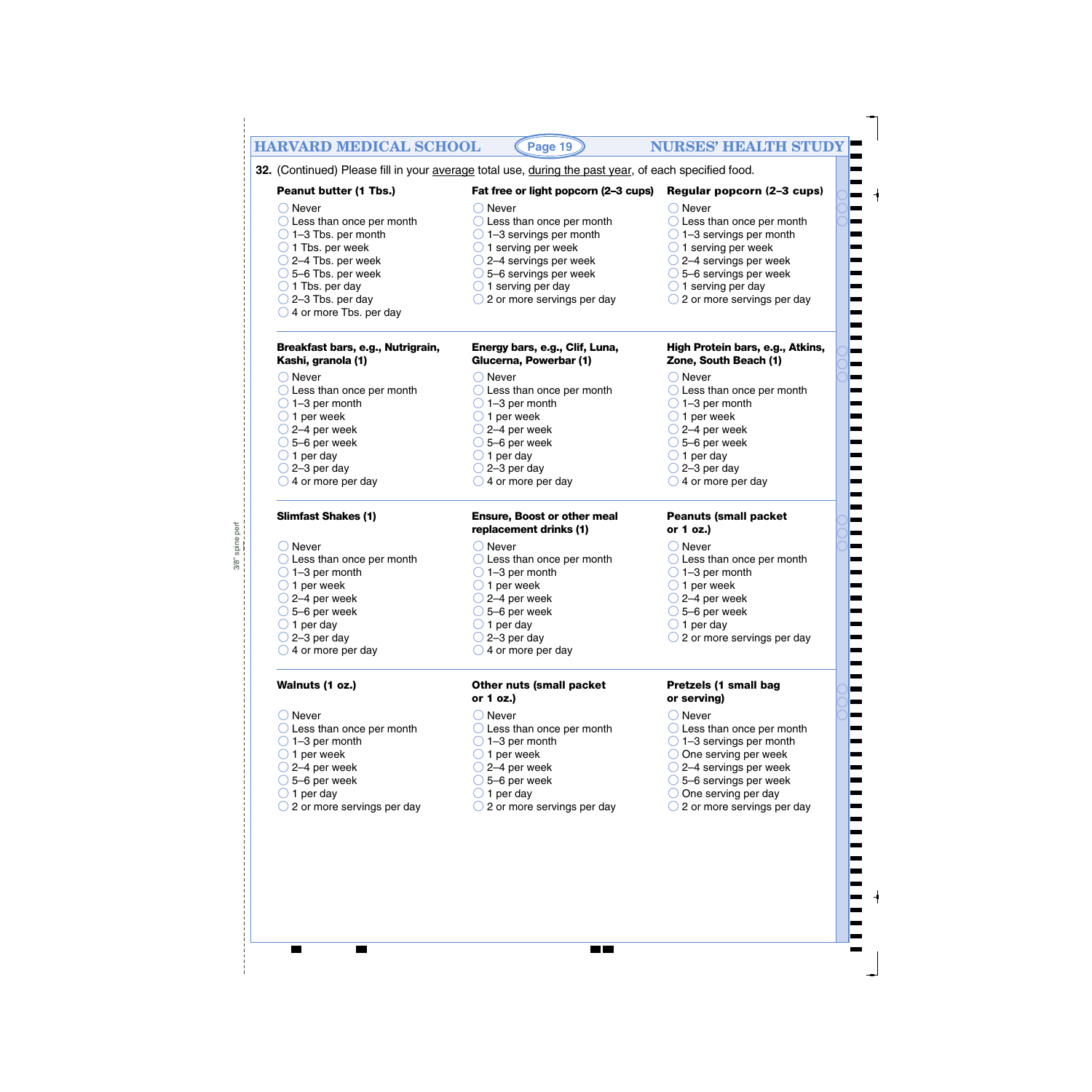**32.** (Continued) Please fill in your average total use, during the past year, of each specified food.

**Peanut butter (1 Tbs.)**

- Never
- Less than once per month
- 1–3 Tbs. per month
- 1 Tbs. per week
- 2–4 Tbs. per week
- 5–6 Tbs. per week
- 1 Tbs. per day
- 2–3 Tbs. per day
- 4 or more Tbs. per day

**Fat free or light popcorn (2–3 cups)**

- Never
- Less than once per month
- 1–3 servings per month
- 1 serving per week
- 2–4 servings per week
- 5–6 servings per week
- 1 serving per day
- 2 or more servings per day

**Regular popcorn (2–3 cups)**

- Never
- Less than once per month
- 1–3 servings per month
- 1 serving per week
- 2–4 servings per week
- 5–6 servings per week
- 1 serving per day
- 2 or more servings per day

**Breakfast bars, e.g., Nutrigrain, Kashi, granola (1)**

- Never
- Less than once per month
- 1–3 per month
- 1 per week
- 2–4 per week
- 5–6 per week
- 1 per day
- 2–3 per day
- 4 or more per day

**Energy bars, e.g., Clif, Luna, Glucerna, Powerbar (1)**

- Never
- Less than once per month
- 1–3 per month
- 1 per week
- 2–4 per week
- 5–6 per week
- 1 per day
- 2–3 per day
- 4 or more per day

**High Protein bars, e.g., Atkins, Zone, South Beach (1)**

- Never
- Less than once per month
- 1–3 per month
- 1 per week
- 2–4 per week
- 5–6 per week
- 1 per day
- 2–3 per day
- 4 or more per day

**Slimfast Shakes (1)**

- Never
- Less than once per month
- 1–3 per month
- 1 per week
- 2–4 per week
- 5–6 per week
- 1 per day
- 2–3 per day
- 4 or more per day

**Ensure, Boost or other meal replacement drinks (1)**

- Never
- Less than once per month
- 1–3 per month
- 1 per week
- 2–4 per week
- 5–6 per week
- 1 per day
- 2–3 per day
- 4 or more per day

**Peanuts (small packet or 1 oz.)**

- Never
- Less than once per month
- 1–3 per month
- 1 per week
- 2–4 per week
- 5–6 per week
- 1 per day
- 2 or more servings per day

**Walnuts (1 oz.)**

- Never
- Less than once per month
- 1–3 per month
- 1 per week
- 2–4 per week
- 5–6 per week
- 1 per day
- 2 or more servings per day

**Other nuts (small packet or 1 oz.)**

- Never
- Less than once per month
- 1–3 per month
- 1 per week
- 2–4 per week
- 5–6 per week
- 1 per day
- 2 or more servings per day

**Pretzels (1 small bag or serving)**

- Never
- Less than once per month
- 1–3 servings per month
- One serving per week
- 2–4 servings per week
- 5–6 servings per week
- One serving per day
- 2 or more servings per day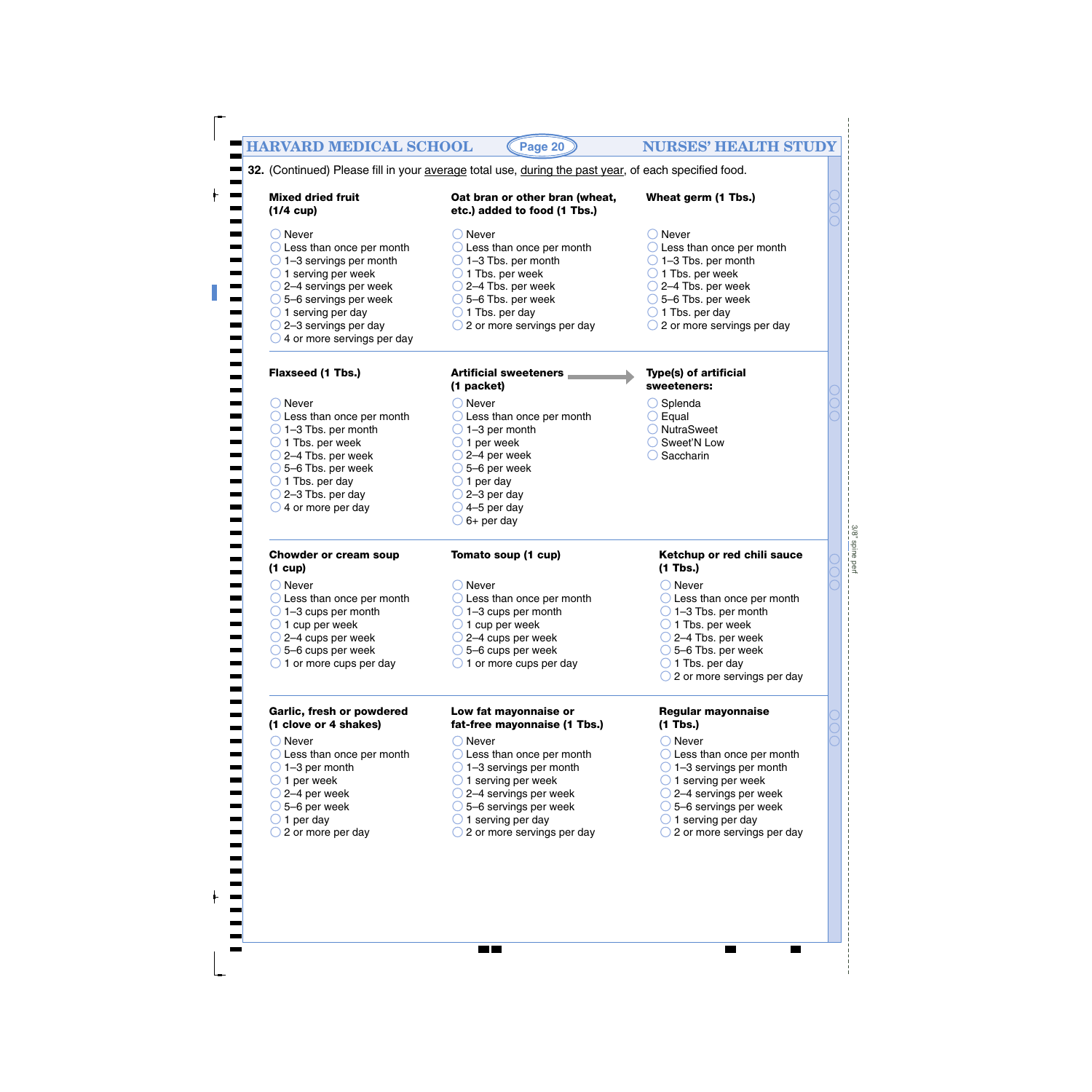**32.** (Continued) Please fill in your average total use, during the past year, of each specified food.

**Mixed dried fruit (1/4 cup)**

- ◯ Never
- ◯ Less than once per month
- ◯ 1–3 servings per month
- ◯ 1 serving per week
- ◯ 2–4 servings per week
- ◯ 5–6 servings per week
- ◯ 1 serving per day
- ◯ 2–3 servings per day
- ◯ 4 or more servings per day

**Oat bran or other bran (wheat, etc.) added to food (1 Tbs.)**

- ◯ Never
- ◯ Less than once per month
- ◯ 1–3 Tbs. per month
- ◯ 1 Tbs. per week
- ◯ 2–4 Tbs. per week
- ◯ 5–6 Tbs. per week
- ◯ 1 Tbs. per day
- ◯ 2 or more servings per day

**Wheat germ (1 Tbs.)**

- ◯ Never
- ◯ Less than once per month
- ◯ 1–3 Tbs. per month
- ◯ 1 Tbs. per week
- ◯ 2–4 Tbs. per week
- ◯ 5–6 Tbs. per week
- ◯ 1 Tbs. per day
- ◯ 2 or more servings per day

**Flaxseed (1 Tbs.)**

- ◯ Never
- ◯ Less than once per month
- ◯ 1–3 Tbs. per month
- ◯ 1 Tbs. per week
- ◯ 2–4 Tbs. per week
- ◯ 5–6 Tbs. per week
- ◯ 1 Tbs. per day
- ◯ 2–3 Tbs. per day
- ◯ 4 or more per day

**Artificial sweeteners (1 packet)** →

- ◯ Never
- ◯ Less than once per month
- ◯ 1–3 per month
- ◯ 1 per week
- ◯ 2–4 per week
- ◯ 5–6 per week
- ◯ 1 per day
- ◯ 2–3 per day
- ◯ 4–5 per day
- ◯ 6+ per day

**Type(s) of artificial sweeteners:**

- ◯ Splenda
- ◯ Equal
- ◯ NutraSweet
- ◯ Sweet'N Low
- ◯ Saccharin

**Chowder or cream soup (1 cup)**

- ◯ Never
- ◯ Less than once per month
- ◯ 1–3 cups per month
- ◯ 1 cup per week
- ◯ 2–4 cups per week
- ◯ 5–6 cups per week
- ◯ 1 or more cups per day

**Tomato soup (1 cup)**

- ◯ Never
- ◯ Less than once per month
- ◯ 1–3 cups per month
- ◯ 1 cup per week
- ◯ 2–4 cups per week
- ◯ 5–6 cups per week
- ◯ 1 or more cups per day

**Ketchup or red chili sauce (1 Tbs.)**

- ◯ Never
- ◯ Less than once per month
- ◯ 1–3 Tbs. per month
- ◯ 1 Tbs. per week
- ◯ 2–4 Tbs. per week
- ◯ 5–6 Tbs. per week
- ◯ 1 Tbs. per day
- ◯ 2 or more servings per day

**Garlic, fresh or powdered (1 clove or 4 shakes)**

- ◯ Never
- ◯ Less than once per month
- ◯ 1–3 per month
- ◯ 1 per week
- ◯ 2–4 per week
- ◯ 5–6 per week
- ◯ 1 per day
- ◯ 2 or more per day

**Low fat mayonnaise or fat-free mayonnaise (1 Tbs.)**

- ◯ Never
- ◯ Less than once per month
- ◯ 1–3 servings per month
- ◯ 1 serving per week
- ◯ 2–4 servings per week
- ◯ 5–6 servings per week
- ◯ 1 serving per day
- ◯ 2 or more servings per day

**Regular mayonnaise (1 Tbs.)**

- ◯ Never
- ◯ Less than once per month
- ◯ 1–3 servings per month
- ◯ 1 serving per week
- ◯ 2–4 servings per week
- ◯ 5–6 servings per week
- ◯ 1 serving per day
- ◯ 2 or more servings per day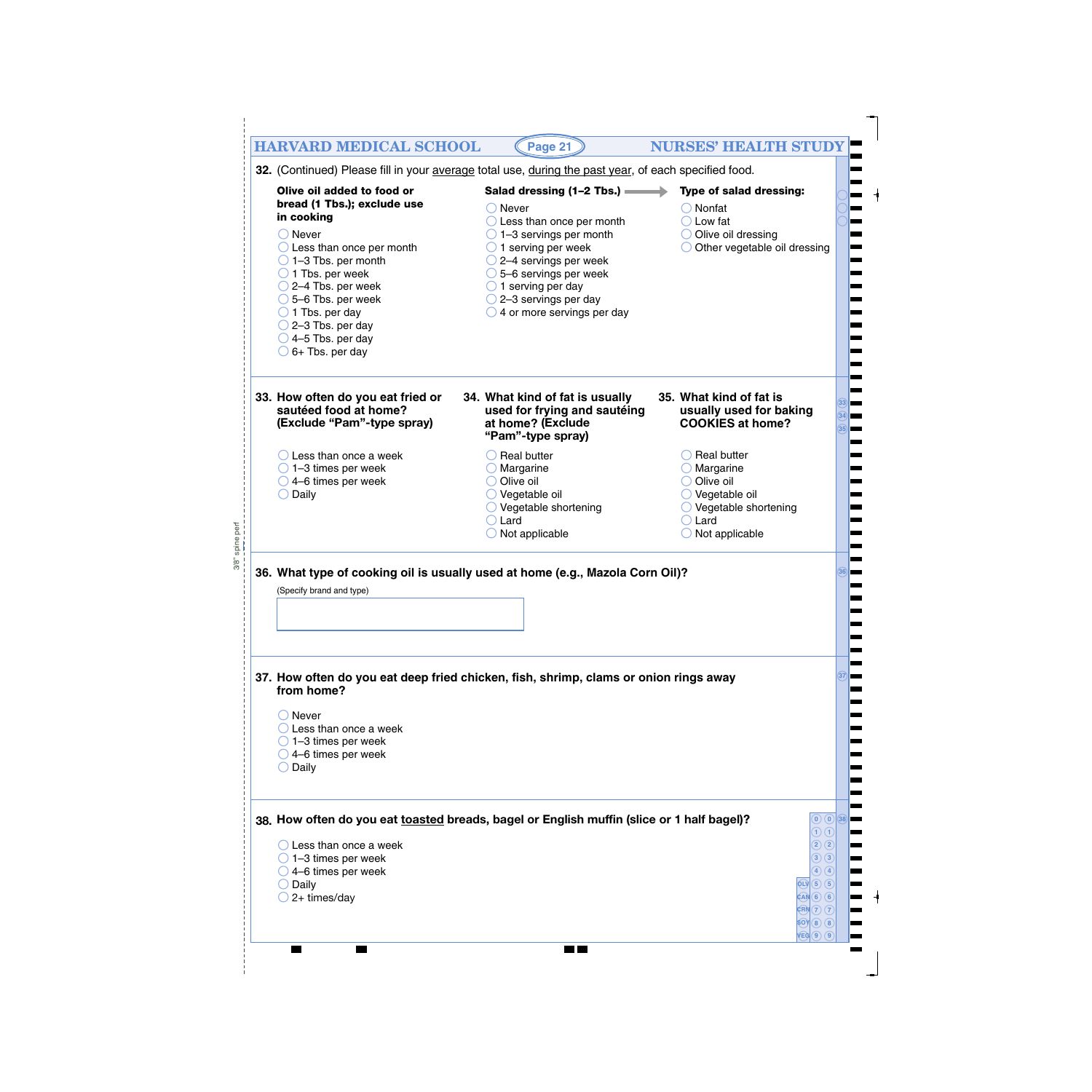**32.** (Continued) Please fill in your average total use, during the past year, of each specified food.

**Olive oil added to food or bread (1 Tbs.); exclude use in cooking**

- Never
- Less than once per month
- 1–3 Tbs. per month
- 1 Tbs. per week
- 2–4 Tbs. per week
- 5–6 Tbs. per week
- 1 Tbs. per day
- 2–3 Tbs. per day
- 4–5 Tbs. per day
- 6+ Tbs. per day

**Salad dressing (1–2 Tbs.)** →

- Never
- Less than once per month
- 1–3 servings per month
- 1 serving per week
- 2–4 servings per week
- 5–6 servings per week
- 1 serving per day
- 2–3 servings per day
- 4 or more servings per day

**Type of salad dressing:**

- Nonfat
- Low fat
- Olive oil dressing
- Other vegetable oil dressing

**33. How often do you eat fried or sautéed food at home? (Exclude "Pam"-type spray)**

- Less than once a week
- 1–3 times per week
- 4–6 times per week
- Daily

**34. What kind of fat is usually used for frying and sautéing at home? (Exclude "Pam"-type spray)**

- Real butter
- Margarine
- Olive oil
- Vegetable oil
- Vegetable shortening
- Lard
- Not applicable

**35. What kind of fat is usually used for baking COOKIES at home?**

- Real butter
- Margarine
- Olive oil
- Vegetable oil
- Vegetable shortening
- Lard
- Not applicable

**36. What type of cooking oil is usually used at home (e.g., Mazola Corn Oil)?**

(Specify brand and type)

[ ]

**37. How often do you eat deep fried chicken, fish, shrimp, clams or onion rings away from home?**

- Never
- Less than once a week
- 1–3 times per week
- 4–6 times per week
- Daily

**38. How often do you eat toasted breads, bagel or English muffin (slice or 1 half bagel)?**

- Less than once a week
- 1–3 times per week
- 4–6 times per week
- Daily
- 2+ times/day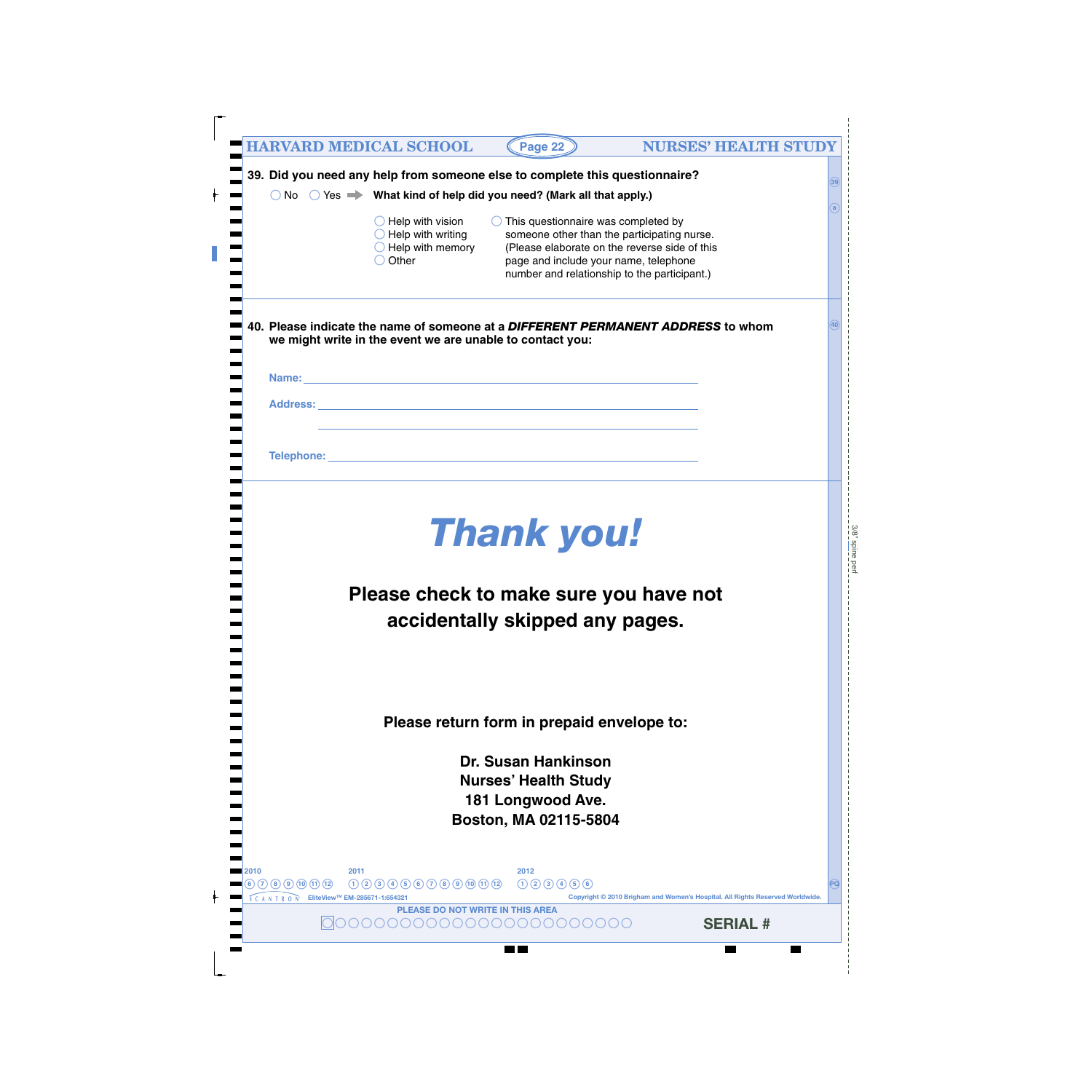**39. Did you need any help from someone else to complete this questionnaire?**

◯ No ◯ Yes ➡ **What kind of help did you need? (Mark all that apply.)**

- ◯ Help with vision
- ◯ Help with writing
- ◯ Help with memory
- ◯ Other
- ◯ This questionnaire was completed by someone other than the participating nurse. (Please elaborate on the reverse side of this page and include your name, telephone number and relationship to the participant.)

**40. Please indicate the name of someone at a *DIFFERENT PERMANENT ADDRESS* to whom we might write in the event we are unable to contact you:**

Name: \_\_\_\_\_\_\_\_\_\_\_\_\_\_\_\_\_\_\_\_\_\_\_\_\_\_\_\_\_\_\_\_

Address: \_\_\_\_\_\_\_\_\_\_\_\_\_\_\_\_\_\_\_\_\_\_\_\_\_\_\_\_\_\_\_\_

\_\_\_\_\_\_\_\_\_\_\_\_\_\_\_\_\_\_\_\_\_\_\_\_\_\_\_\_\_\_\_\_

Telephone: \_\_\_\_\_\_\_\_\_\_\_\_\_\_\_\_\_\_\_\_\_\_\_\_\_\_\_\_\_\_\_\_

# *Thank you!*

**Please check to make sure you have not accidentally skipped any pages.**

**Please return form in prepaid envelope to:**

**Dr. Susan Hankinson**
**Nurses' Health Study**
**181 Longwood Ave.**
**Boston, MA 02115-5804**

2010 ⑥ ⑦ ⑧ ⑨ ⑩ ⑪ ⑫ 2011 ① ② ③ ④ ⑤ ⑥ ⑦ ⑧ ⑨ ⑩ ⑪ ⑫ 2012 ① ② ③ ④ ⑤ ⑥

SCANTRON EliteView™ EM-285671-1:654321

Copyright © 2010 Brigham and Women's Hospital. All Rights Reserved Worldwide.

PLEASE DO NOT WRITE IN THIS AREA

SERIAL #